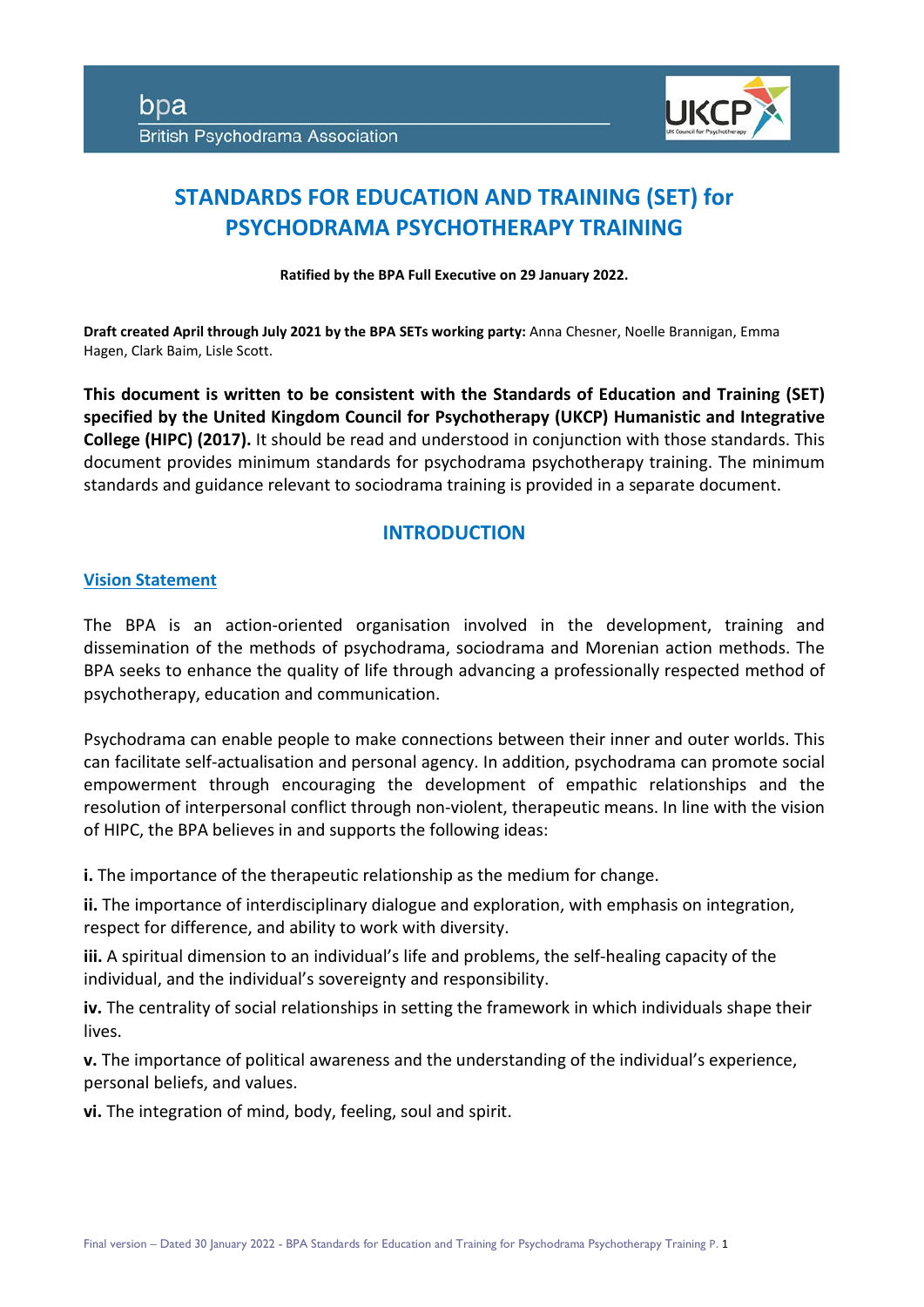bpa

British Psychodrama Association

# STANDARDS FOR EDUCATION AND TRAINING (SET) for PSYCHODRAMA PSYCHOTHERAPY TRAINING

**Ratified by the BPA Full Executive on 29 January 2022.**

**Draft created April through July 2021 by the BPA SETs working party:** Anna Chesner, Noelle Brannigan, Emma Hagen, Clark Baim, Lisle Scott.

**This document is written to be consistent with the Standards of Education and Training (SET) specified by the United Kingdom Council for Psychotherapy (UKCP) Humanistic and Integrative College (HIPC) (2017).** It should be read and understood in conjunction with those standards. This document provides minimum standards for psychodrama psychotherapy training. The minimum standards and guidance relevant to sociodrama training is provided in a separate document.

## INTRODUCTION

### Vision Statement

The BPA is an action-oriented organisation involved in the development, training and dissemination of the methods of psychodrama, sociodrama and Morenian action methods. The BPA seeks to enhance the quality of life through advancing a professionally respected method of psychotherapy, education and communication.

Psychodrama can enable people to make connections between their inner and outer worlds. This can facilitate self-actualisation and personal agency. In addition, psychodrama can promote social empowerment through encouraging the development of empathic relationships and the resolution of interpersonal conflict through non-violent, therapeutic means. In line with the vision of HIPC, the BPA believes in and supports the following ideas:

**i.** The importance of the therapeutic relationship as the medium for change.

**ii.** The importance of interdisciplinary dialogue and exploration, with emphasis on integration, respect for difference, and ability to work with diversity.

**iii.** A spiritual dimension to an individual's life and problems, the self-healing capacity of the individual, and the individual's sovereignty and responsibility.

**iv.** The centrality of social relationships in setting the framework in which individuals shape their lives.

**v.** The importance of political awareness and the understanding of the individual's experience, personal beliefs, and values.

**vi.** The integration of mind, body, feeling, soul and spirit.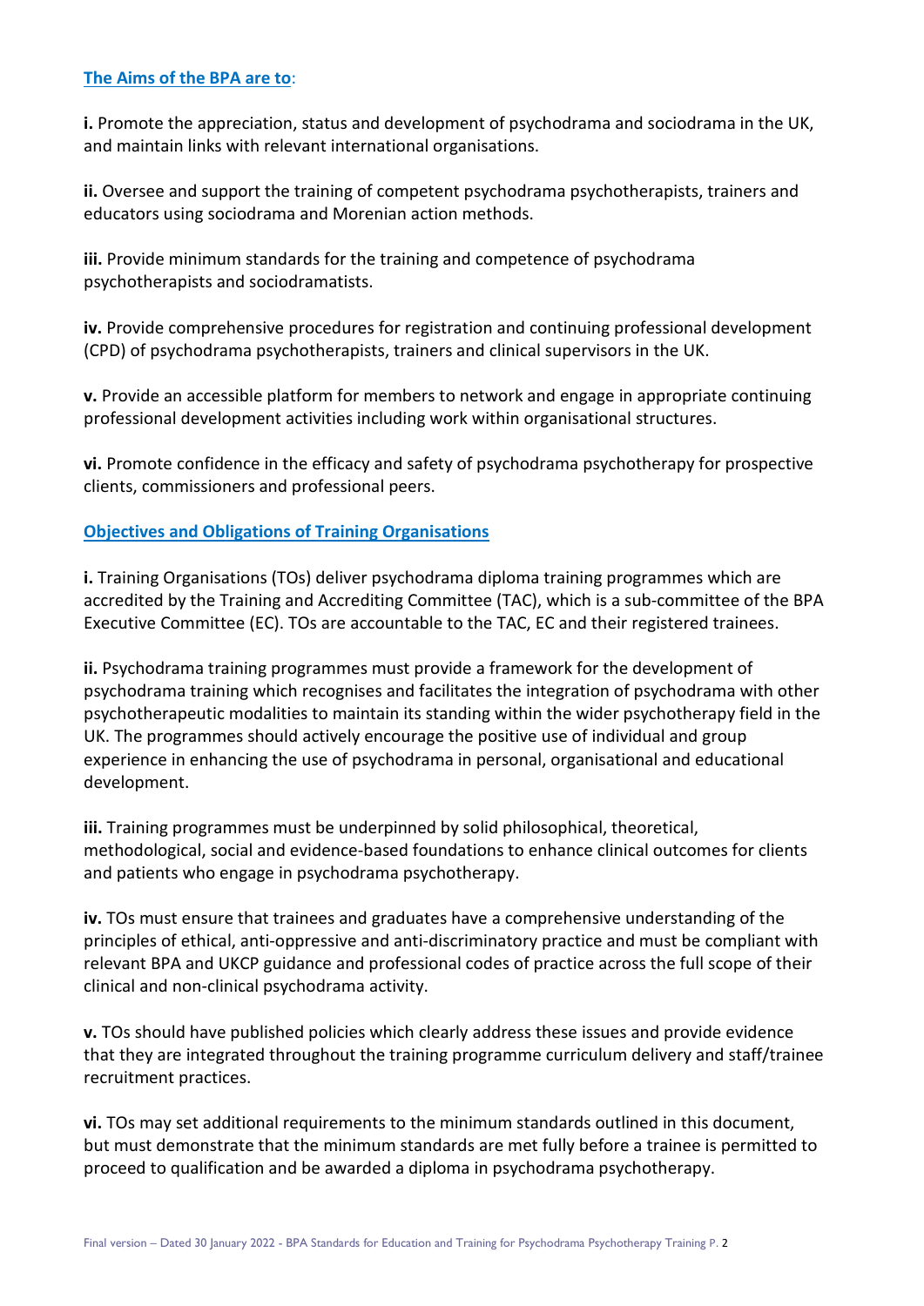## The Aims of the BPA are to:

**i.** Promote the appreciation, status and development of psychodrama and sociodrama in the UK, and maintain links with relevant international organisations.

**ii.** Oversee and support the training of competent psychodrama psychotherapists, trainers and educators using sociodrama and Morenian action methods.

**iii.** Provide minimum standards for the training and competence of psychodrama psychotherapists and sociodramatists.

**iv.** Provide comprehensive procedures for registration and continuing professional development (CPD) of psychodrama psychotherapists, trainers and clinical supervisors in the UK.

**v.** Provide an accessible platform for members to network and engage in appropriate continuing professional development activities including work within organisational structures.

**vi.** Promote confidence in the efficacy and safety of psychodrama psychotherapy for prospective clients, commissioners and professional peers.

## Objectives and Obligations of Training Organisations

**i.** Training Organisations (TOs) deliver psychodrama diploma training programmes which are accredited by the Training and Accrediting Committee (TAC), which is a sub-committee of the BPA Executive Committee (EC). TOs are accountable to the TAC, EC and their registered trainees.

**ii.** Psychodrama training programmes must provide a framework for the development of psychodrama training which recognises and facilitates the integration of psychodrama with other psychotherapeutic modalities to maintain its standing within the wider psychotherapy field in the UK. The programmes should actively encourage the positive use of individual and group experience in enhancing the use of psychodrama in personal, organisational and educational development.

**iii.** Training programmes must be underpinned by solid philosophical, theoretical, methodological, social and evidence-based foundations to enhance clinical outcomes for clients and patients who engage in psychodrama psychotherapy.

**iv.** TOs must ensure that trainees and graduates have a comprehensive understanding of the principles of ethical, anti-oppressive and anti-discriminatory practice and must be compliant with relevant BPA and UKCP guidance and professional codes of practice across the full scope of their clinical and non-clinical psychodrama activity.

**v.** TOs should have published policies which clearly address these issues and provide evidence that they are integrated throughout the training programme curriculum delivery and staff/trainee recruitment practices.

**vi.** TOs may set additional requirements to the minimum standards outlined in this document, but must demonstrate that the minimum standards are met fully before a trainee is permitted to proceed to qualification and be awarded a diploma in psychodrama psychotherapy.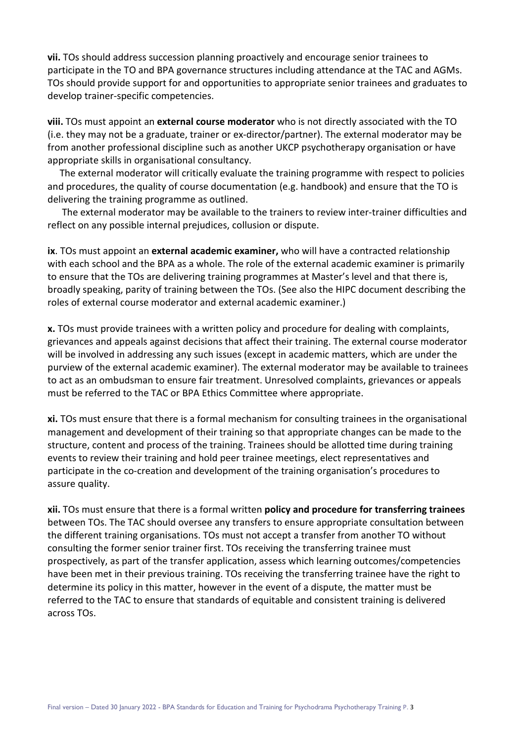**vii.** TOs should address succession planning proactively and encourage senior trainees to participate in the TO and BPA governance structures including attendance at the TAC and AGMs. TOs should provide support for and opportunities to appropriate senior trainees and graduates to develop trainer-specific competencies.

**viii.** TOs must appoint an **external course moderator** who is not directly associated with the TO (i.e. they may not be a graduate, trainer or ex-director/partner). The external moderator may be from another professional discipline such as another UKCP psychotherapy organisation or have appropriate skills in organisational consultancy.

The external moderator will critically evaluate the training programme with respect to policies and procedures, the quality of course documentation (e.g. handbook) and ensure that the TO is delivering the training programme as outlined.

The external moderator may be available to the trainers to review inter-trainer difficulties and reflect on any possible internal prejudices, collusion or dispute.

**ix**. TOs must appoint an **external academic examiner,** who will have a contracted relationship with each school and the BPA as a whole. The role of the external academic examiner is primarily to ensure that the TOs are delivering training programmes at Master's level and that there is, broadly speaking, parity of training between the TOs. (See also the HIPC document describing the roles of external course moderator and external academic examiner.)

**x.** TOs must provide trainees with a written policy and procedure for dealing with complaints, grievances and appeals against decisions that affect their training. The external course moderator will be involved in addressing any such issues (except in academic matters, which are under the purview of the external academic examiner). The external moderator may be available to trainees to act as an ombudsman to ensure fair treatment. Unresolved complaints, grievances or appeals must be referred to the TAC or BPA Ethics Committee where appropriate.

**xi.** TOs must ensure that there is a formal mechanism for consulting trainees in the organisational management and development of their training so that appropriate changes can be made to the structure, content and process of the training. Trainees should be allotted time during training events to review their training and hold peer trainee meetings, elect representatives and participate in the co-creation and development of the training organisation's procedures to assure quality.

**xii.** TOs must ensure that there is a formal written **policy and procedure for transferring trainees** between TOs. The TAC should oversee any transfers to ensure appropriate consultation between the different training organisations. TOs must not accept a transfer from another TO without consulting the former senior trainer first. TOs receiving the transferring trainee must prospectively, as part of the transfer application, assess which learning outcomes/competencies have been met in their previous training. TOs receiving the transferring trainee have the right to determine its policy in this matter, however in the event of a dispute, the matter must be referred to the TAC to ensure that standards of equitable and consistent training is delivered across TOs.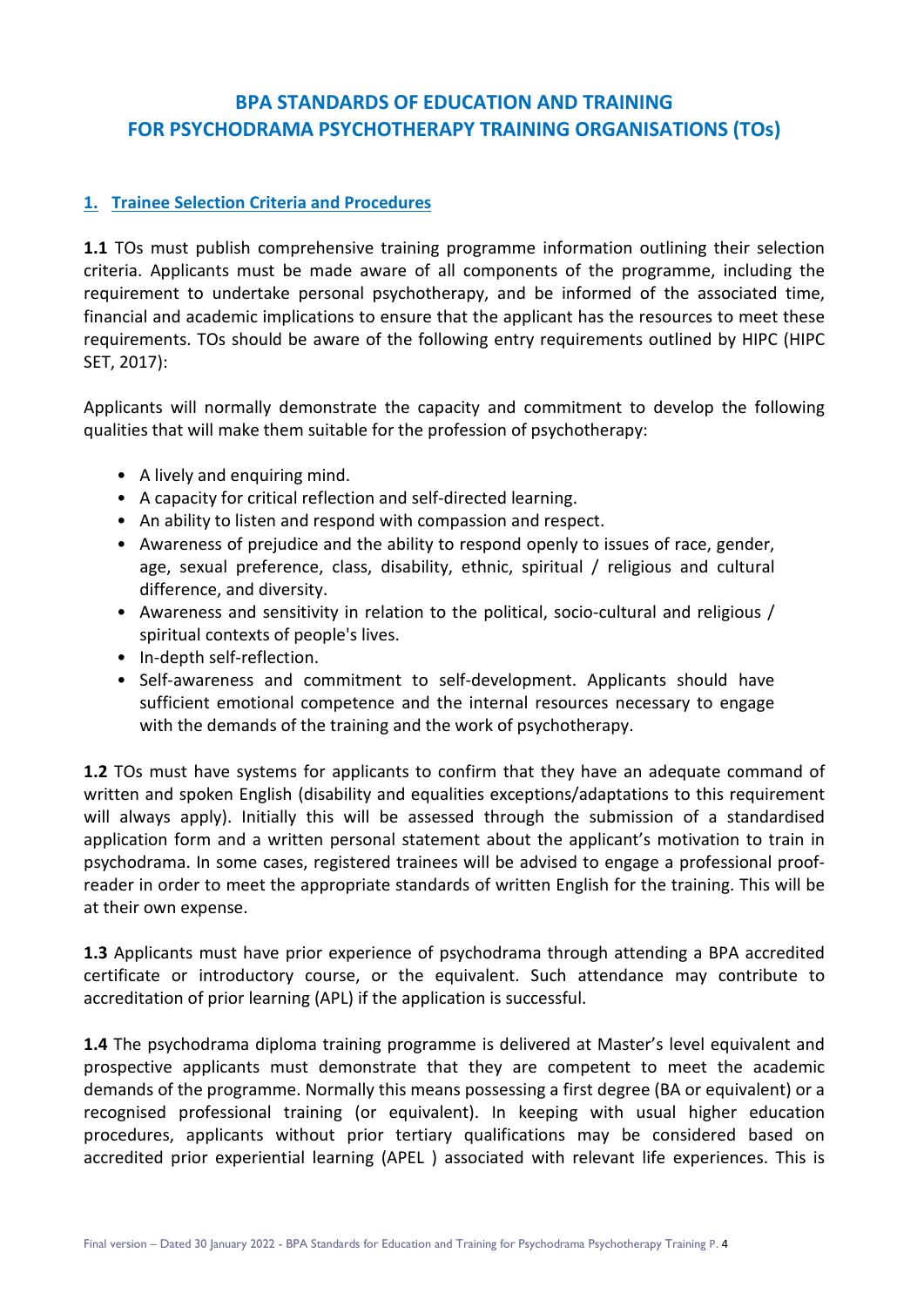# BPA STANDARDS OF EDUCATION AND TRAINING FOR PSYCHODRAMA PSYCHOTHERAPY TRAINING ORGANISATIONS (TOs)

## 1. Trainee Selection Criteria and Procedures

**1.1** TOs must publish comprehensive training programme information outlining their selection criteria. Applicants must be made aware of all components of the programme, including the requirement to undertake personal psychotherapy, and be informed of the associated time, financial and academic implications to ensure that the applicant has the resources to meet these requirements. TOs should be aware of the following entry requirements outlined by HIPC (HIPC SET, 2017):

Applicants will normally demonstrate the capacity and commitment to develop the following qualities that will make them suitable for the profession of psychotherapy:

- A lively and enquiring mind.
- A capacity for critical reflection and self-directed learning.
- An ability to listen and respond with compassion and respect.
- Awareness of prejudice and the ability to respond openly to issues of race, gender, age, sexual preference, class, disability, ethnic, spiritual / religious and cultural difference, and diversity.
- Awareness and sensitivity in relation to the political, socio-cultural and religious / spiritual contexts of people's lives.
- In-depth self-reflection.
- Self-awareness and commitment to self-development. Applicants should have sufficient emotional competence and the internal resources necessary to engage with the demands of the training and the work of psychotherapy.

**1.2** TOs must have systems for applicants to confirm that they have an adequate command of written and spoken English (disability and equalities exceptions/adaptations to this requirement will always apply). Initially this will be assessed through the submission of a standardised application form and a written personal statement about the applicant's motivation to train in psychodrama. In some cases, registered trainees will be advised to engage a professional proof-reader in order to meet the appropriate standards of written English for the training. This will be at their own expense.

**1.3** Applicants must have prior experience of psychodrama through attending a BPA accredited certificate or introductory course, or the equivalent. Such attendance may contribute to accreditation of prior learning (APL) if the application is successful.

**1.4** The psychodrama diploma training programme is delivered at Master's level equivalent and prospective applicants must demonstrate that they are competent to meet the academic demands of the programme. Normally this means possessing a first degree (BA or equivalent) or a recognised professional training (or equivalent). In keeping with usual higher education procedures, applicants without prior tertiary qualifications may be considered based on accredited prior experiential learning (APEL ) associated with relevant life experiences. This is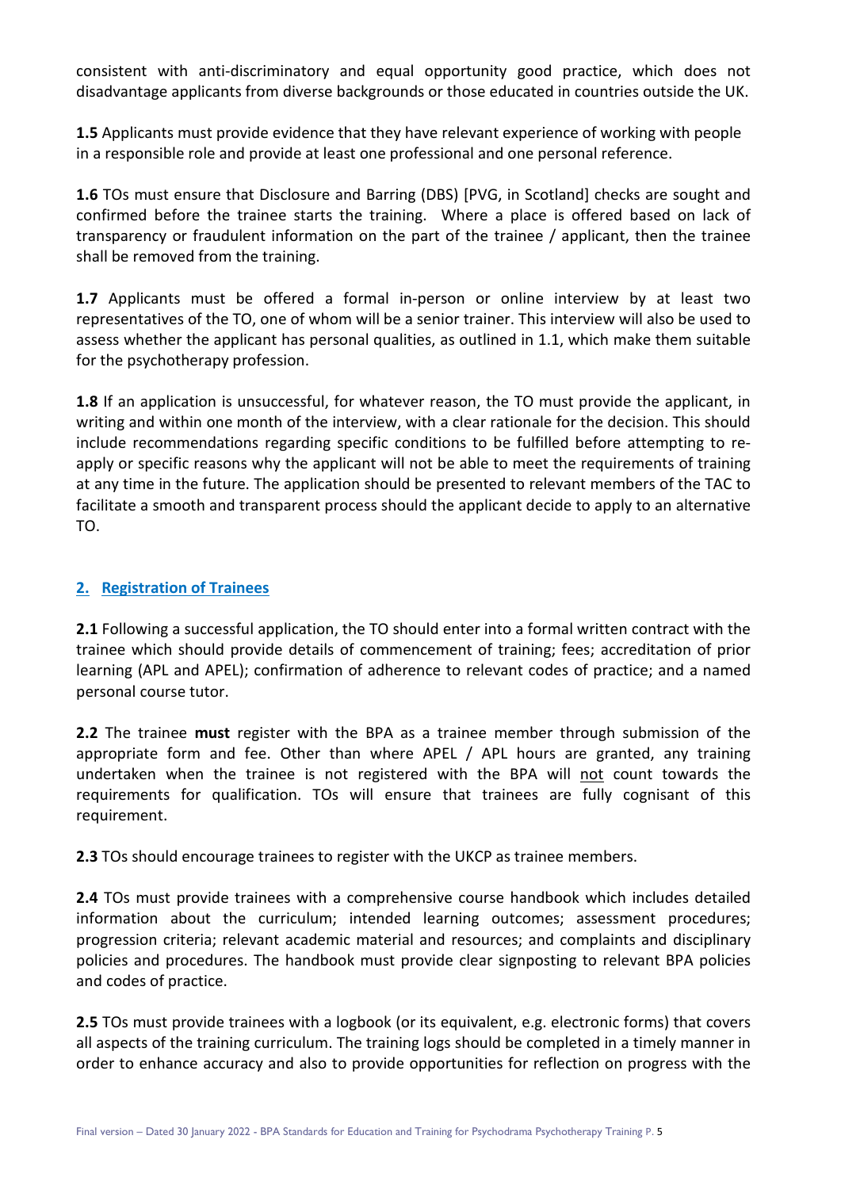consistent with anti-discriminatory and equal opportunity good practice, which does not disadvantage applicants from diverse backgrounds or those educated in countries outside the UK.

**1.5** Applicants must provide evidence that they have relevant experience of working with people in a responsible role and provide at least one professional and one personal reference.

**1.6** TOs must ensure that Disclosure and Barring (DBS) [PVG, in Scotland] checks are sought and confirmed before the trainee starts the training. Where a place is offered based on lack of transparency or fraudulent information on the part of the trainee / applicant, then the trainee shall be removed from the training.

**1.7** Applicants must be offered a formal in-person or online interview by at least two representatives of the TO, one of whom will be a senior trainer. This interview will also be used to assess whether the applicant has personal qualities, as outlined in 1.1, which make them suitable for the psychotherapy profession.

**1.8** If an application is unsuccessful, for whatever reason, the TO must provide the applicant, in writing and within one month of the interview, with a clear rationale for the decision. This should include recommendations regarding specific conditions to be fulfilled before attempting to re-apply or specific reasons why the applicant will not be able to meet the requirements of training at any time in the future. The application should be presented to relevant members of the TAC to facilitate a smooth and transparent process should the applicant decide to apply to an alternative TO.

## 2. Registration of Trainees

**2.1** Following a successful application, the TO should enter into a formal written contract with the trainee which should provide details of commencement of training; fees; accreditation of prior learning (APL and APEL); confirmation of adherence to relevant codes of practice; and a named personal course tutor.

**2.2** The trainee **must** register with the BPA as a trainee member through submission of the appropriate form and fee. Other than where APEL / APL hours are granted, any training undertaken when the trainee is not registered with the BPA will not count towards the requirements for qualification. TOs will ensure that trainees are fully cognisant of this requirement.

**2.3** TOs should encourage trainees to register with the UKCP as trainee members.

**2.4** TOs must provide trainees with a comprehensive course handbook which includes detailed information about the curriculum; intended learning outcomes; assessment procedures; progression criteria; relevant academic material and resources; and complaints and disciplinary policies and procedures. The handbook must provide clear signposting to relevant BPA policies and codes of practice.

**2.5** TOs must provide trainees with a logbook (or its equivalent, e.g. electronic forms) that covers all aspects of the training curriculum. The training logs should be completed in a timely manner in order to enhance accuracy and also to provide opportunities for reflection on progress with the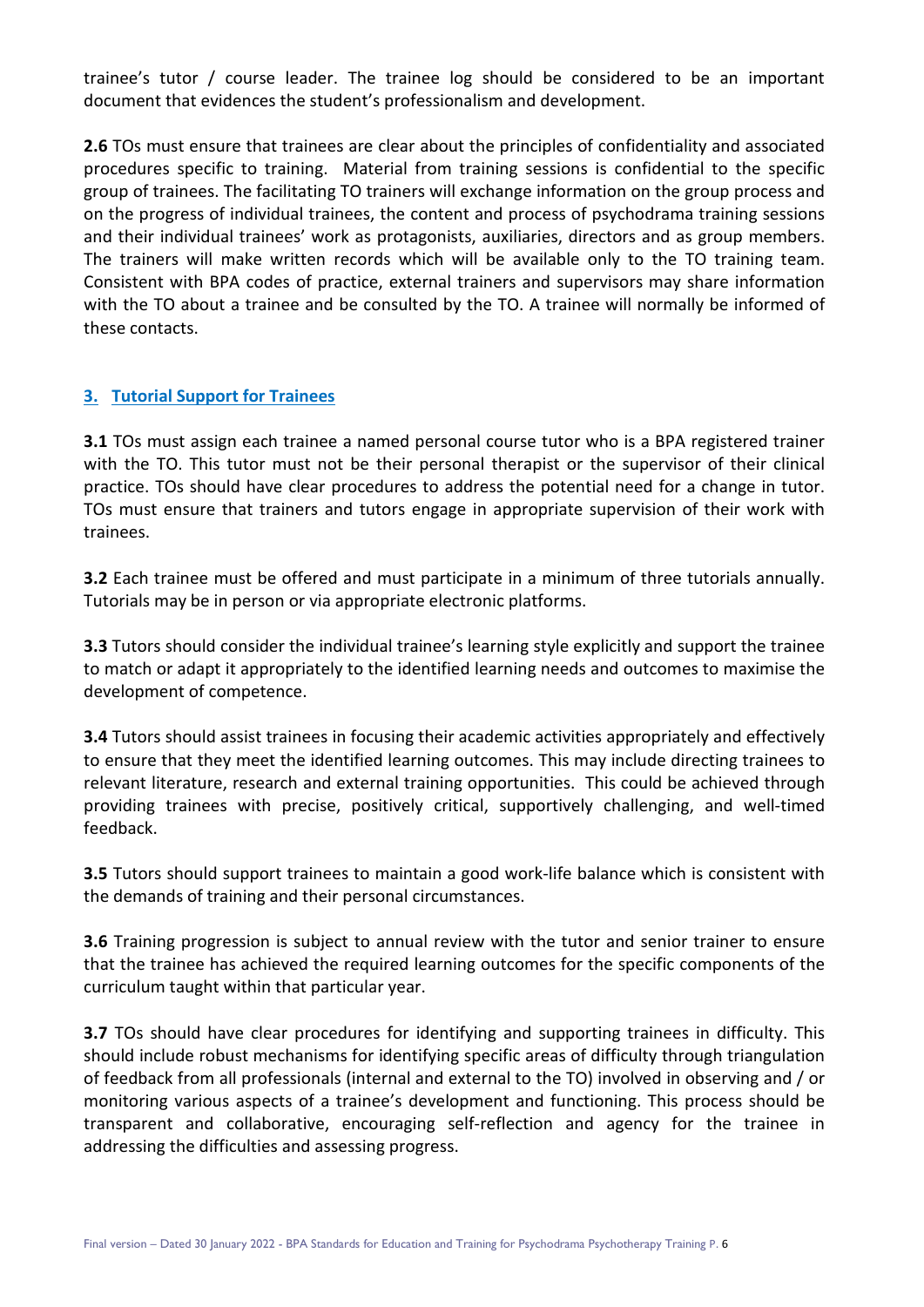trainee's tutor / course leader. The trainee log should be considered to be an important document that evidences the student's professionalism and development.

**2.6** TOs must ensure that trainees are clear about the principles of confidentiality and associated procedures specific to training. Material from training sessions is confidential to the specific group of trainees. The facilitating TO trainers will exchange information on the group process and on the progress of individual trainees, the content and process of psychodrama training sessions and their individual trainees' work as protagonists, auxiliaries, directors and as group members. The trainers will make written records which will be available only to the TO training team. Consistent with BPA codes of practice, external trainers and supervisors may share information with the TO about a trainee and be consulted by the TO. A trainee will normally be informed of these contacts.

## 3. Tutorial Support for Trainees

**3.1** TOs must assign each trainee a named personal course tutor who is a BPA registered trainer with the TO. This tutor must not be their personal therapist or the supervisor of their clinical practice. TOs should have clear procedures to address the potential need for a change in tutor. TOs must ensure that trainers and tutors engage in appropriate supervision of their work with trainees.

**3.2** Each trainee must be offered and must participate in a minimum of three tutorials annually. Tutorials may be in person or via appropriate electronic platforms.

**3.3** Tutors should consider the individual trainee's learning style explicitly and support the trainee to match or adapt it appropriately to the identified learning needs and outcomes to maximise the development of competence.

**3.4** Tutors should assist trainees in focusing their academic activities appropriately and effectively to ensure that they meet the identified learning outcomes. This may include directing trainees to relevant literature, research and external training opportunities. This could be achieved through providing trainees with precise, positively critical, supportively challenging, and well-timed feedback.

**3.5** Tutors should support trainees to maintain a good work-life balance which is consistent with the demands of training and their personal circumstances.

**3.6** Training progression is subject to annual review with the tutor and senior trainer to ensure that the trainee has achieved the required learning outcomes for the specific components of the curriculum taught within that particular year.

**3.7** TOs should have clear procedures for identifying and supporting trainees in difficulty. This should include robust mechanisms for identifying specific areas of difficulty through triangulation of feedback from all professionals (internal and external to the TO) involved in observing and / or monitoring various aspects of a trainee's development and functioning. This process should be transparent and collaborative, encouraging self-reflection and agency for the trainee in addressing the difficulties and assessing progress.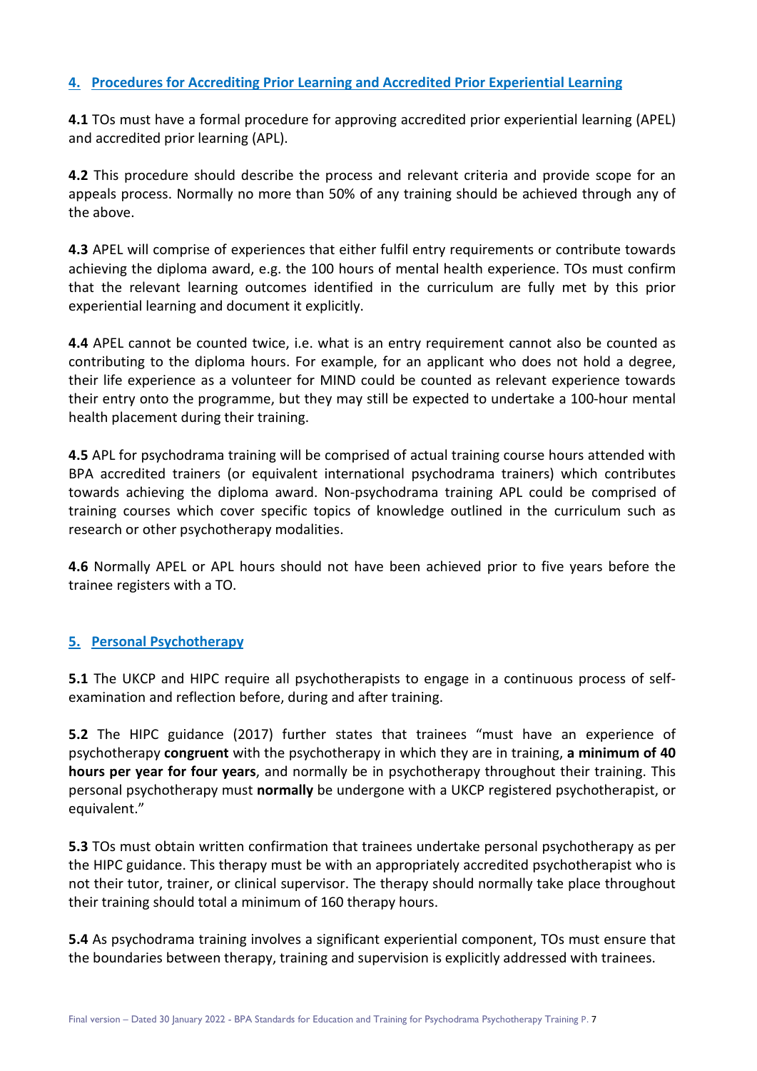## 4. Procedures for Accrediting Prior Learning and Accredited Prior Experiential Learning

**4.1** TOs must have a formal procedure for approving accredited prior experiential learning (APEL) and accredited prior learning (APL).

**4.2** This procedure should describe the process and relevant criteria and provide scope for an appeals process. Normally no more than 50% of any training should be achieved through any of the above.

**4.3** APEL will comprise of experiences that either fulfil entry requirements or contribute towards achieving the diploma award, e.g. the 100 hours of mental health experience. TOs must confirm that the relevant learning outcomes identified in the curriculum are fully met by this prior experiential learning and document it explicitly.

**4.4** APEL cannot be counted twice, i.e. what is an entry requirement cannot also be counted as contributing to the diploma hours. For example, for an applicant who does not hold a degree, their life experience as a volunteer for MIND could be counted as relevant experience towards their entry onto the programme, but they may still be expected to undertake a 100-hour mental health placement during their training.

**4.5** APL for psychodrama training will be comprised of actual training course hours attended with BPA accredited trainers (or equivalent international psychodrama trainers) which contributes towards achieving the diploma award. Non-psychodrama training APL could be comprised of training courses which cover specific topics of knowledge outlined in the curriculum such as research or other psychotherapy modalities.

**4.6** Normally APEL or APL hours should not have been achieved prior to five years before the trainee registers with a TO.

## 5. Personal Psychotherapy

**5.1** The UKCP and HIPC require all psychotherapists to engage in a continuous process of self-examination and reflection before, during and after training.

**5.2** The HIPC guidance (2017) further states that trainees "must have an experience of psychotherapy **congruent** with the psychotherapy in which they are in training, **a minimum of 40 hours per year for four years**, and normally be in psychotherapy throughout their training. This personal psychotherapy must **normally** be undergone with a UKCP registered psychotherapist, or equivalent."

**5.3** TOs must obtain written confirmation that trainees undertake personal psychotherapy as per the HIPC guidance. This therapy must be with an appropriately accredited psychotherapist who is not their tutor, trainer, or clinical supervisor. The therapy should normally take place throughout their training should total a minimum of 160 therapy hours.

**5.4** As psychodrama training involves a significant experiential component, TOs must ensure that the boundaries between therapy, training and supervision is explicitly addressed with trainees.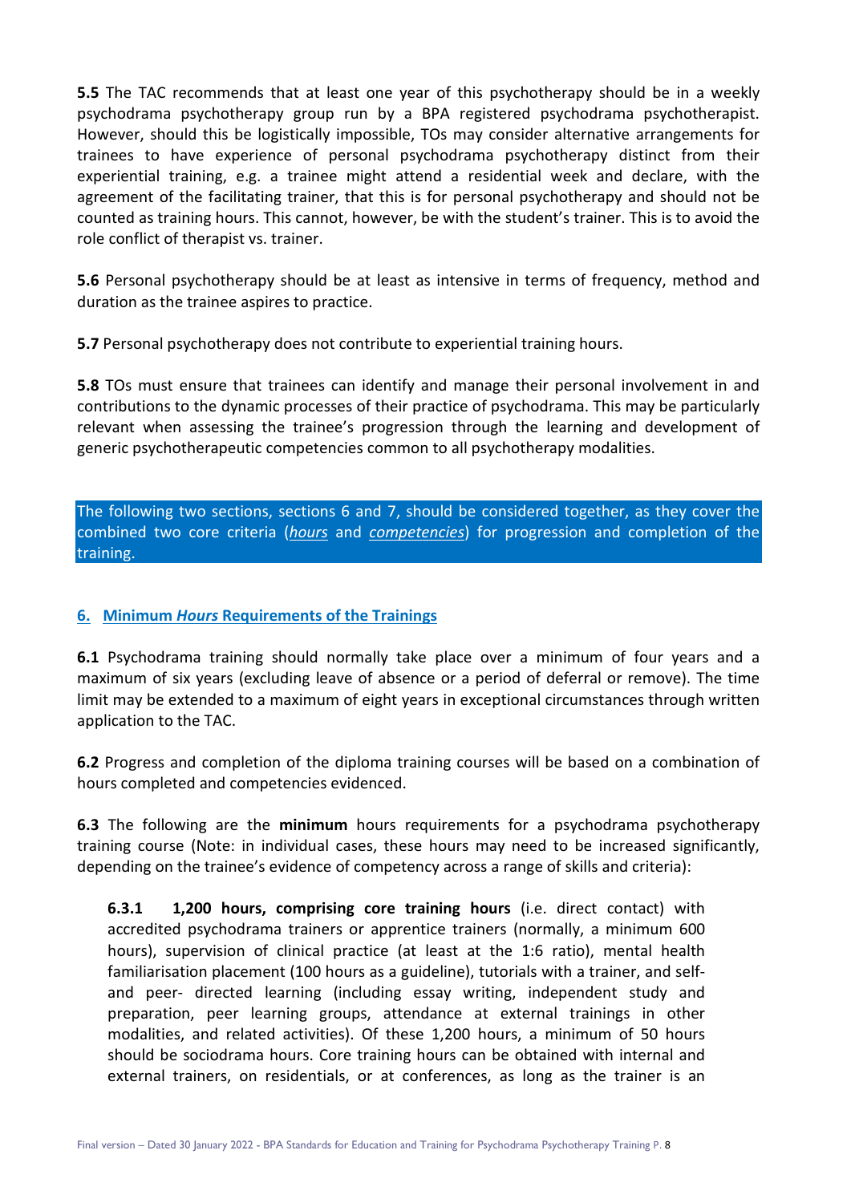**5.5** The TAC recommends that at least one year of this psychotherapy should be in a weekly psychodrama psychotherapy group run by a BPA registered psychodrama psychotherapist. However, should this be logistically impossible, TOs may consider alternative arrangements for trainees to have experience of personal psychodrama psychotherapy distinct from their experiential training, e.g. a trainee might attend a residential week and declare, with the agreement of the facilitating trainer, that this is for personal psychotherapy and should not be counted as training hours. This cannot, however, be with the student's trainer. This is to avoid the role conflict of therapist vs. trainer.

**5.6** Personal psychotherapy should be at least as intensive in terms of frequency, method and duration as the trainee aspires to practice.

**5.7** Personal psychotherapy does not contribute to experiential training hours.

**5.8** TOs must ensure that trainees can identify and manage their personal involvement in and contributions to the dynamic processes of their practice of psychodrama. This may be particularly relevant when assessing the trainee's progression through the learning and development of generic psychotherapeutic competencies common to all psychotherapy modalities.

The following two sections, sections 6 and 7, should be considered together, as they cover the combined two core criteria (*hours* and *competencies*) for progression and completion of the training.

## 6. Minimum *Hours* Requirements of the Trainings

**6.1** Psychodrama training should normally take place over a minimum of four years and a maximum of six years (excluding leave of absence or a period of deferral or remove). The time limit may be extended to a maximum of eight years in exceptional circumstances through written application to the TAC.

**6.2** Progress and completion of the diploma training courses will be based on a combination of hours completed and competencies evidenced.

**6.3** The following are the **minimum** hours requirements for a psychodrama psychotherapy training course (Note: in individual cases, these hours may need to be increased significantly, depending on the trainee's evidence of competency across a range of skills and criteria):

**6.3.1 1,200 hours, comprising core training hours** (i.e. direct contact) with accredited psychodrama trainers or apprentice trainers (normally, a minimum 600 hours), supervision of clinical practice (at least at the 1:6 ratio), mental health familiarisation placement (100 hours as a guideline), tutorials with a trainer, and self- and peer- directed learning (including essay writing, independent study and preparation, peer learning groups, attendance at external trainings in other modalities, and related activities). Of these 1,200 hours, a minimum of 50 hours should be sociodrama hours. Core training hours can be obtained with internal and external trainers, on residentials, or at conferences, as long as the trainer is an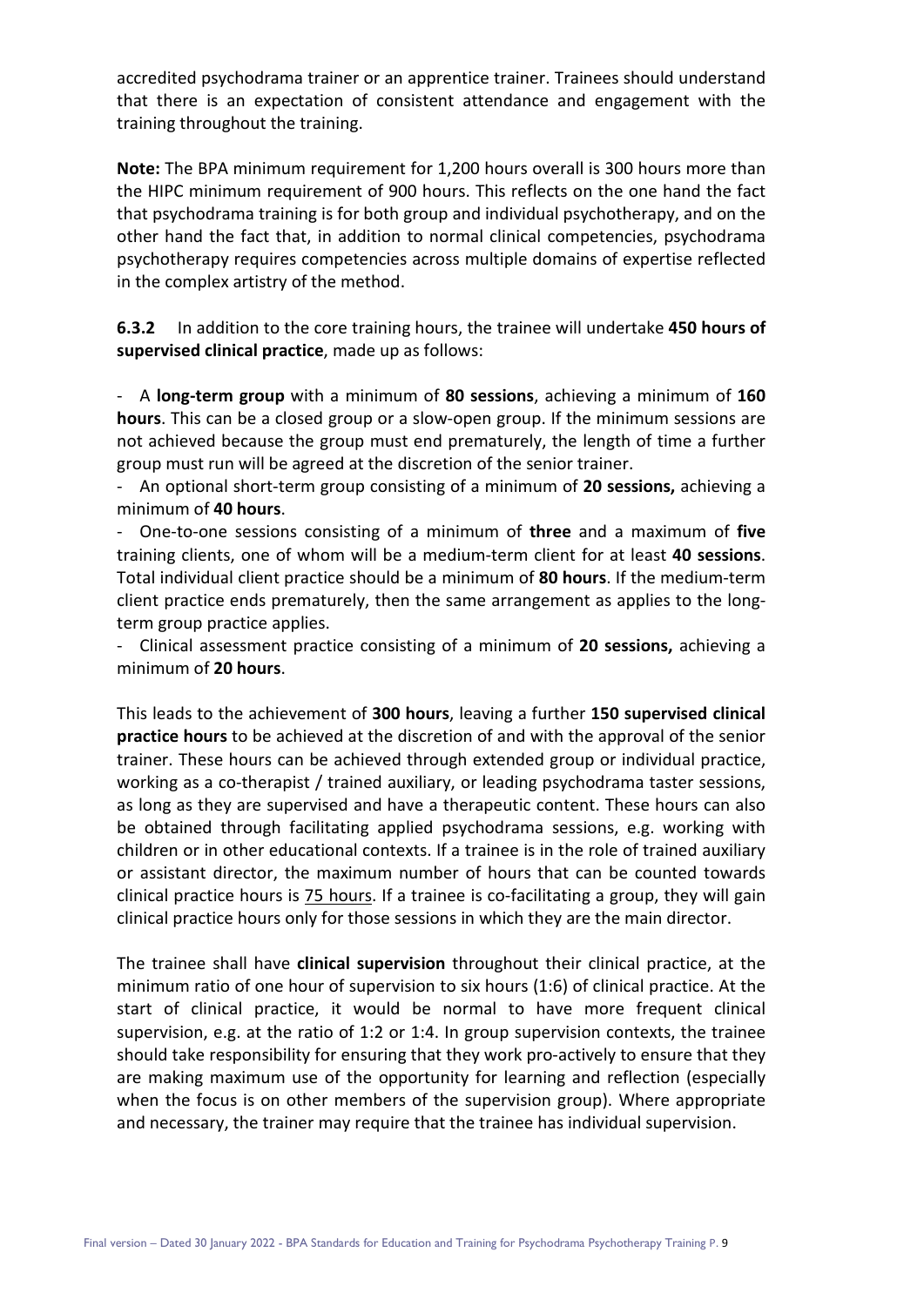accredited psychodrama trainer or an apprentice trainer. Trainees should understand that there is an expectation of consistent attendance and engagement with the training throughout the training.

**Note:** The BPA minimum requirement for 1,200 hours overall is 300 hours more than the HIPC minimum requirement of 900 hours. This reflects on the one hand the fact that psychodrama training is for both group and individual psychotherapy, and on the other hand the fact that, in addition to normal clinical competencies, psychodrama psychotherapy requires competencies across multiple domains of expertise reflected in the complex artistry of the method.

**6.3.2** In addition to the core training hours, the trainee will undertake **450 hours of supervised clinical practice**, made up as follows:

- A **long-term group** with a minimum of **80 sessions**, achieving a minimum of **160 hours**. This can be a closed group or a slow-open group. If the minimum sessions are not achieved because the group must end prematurely, the length of time a further group must run will be agreed at the discretion of the senior trainer.
- An optional short-term group consisting of a minimum of **20 sessions,** achieving a minimum of **40 hours**.
- One-to-one sessions consisting of a minimum of **three** and a maximum of **five** training clients, one of whom will be a medium-term client for at least **40 sessions**. Total individual client practice should be a minimum of **80 hours**. If the medium-term client practice ends prematurely, then the same arrangement as applies to the long-term group practice applies.
- Clinical assessment practice consisting of a minimum of **20 sessions,** achieving a minimum of **20 hours**.

This leads to the achievement of **300 hours**, leaving a further **150 supervised clinical practice hours** to be achieved at the discretion of and with the approval of the senior trainer. These hours can be achieved through extended group or individual practice, working as a co-therapist / trained auxiliary, or leading psychodrama taster sessions, as long as they are supervised and have a therapeutic content. These hours can also be obtained through facilitating applied psychodrama sessions, e.g. working with children or in other educational contexts. If a trainee is in the role of trained auxiliary or assistant director, the maximum number of hours that can be counted towards clinical practice hours is 75 hours. If a trainee is co-facilitating a group, they will gain clinical practice hours only for those sessions in which they are the main director.

The trainee shall have **clinical supervision** throughout their clinical practice, at the minimum ratio of one hour of supervision to six hours (1:6) of clinical practice. At the start of clinical practice, it would be normal to have more frequent clinical supervision, e.g. at the ratio of 1:2 or 1:4. In group supervision contexts, the trainee should take responsibility for ensuring that they work pro-actively to ensure that they are making maximum use of the opportunity for learning and reflection (especially when the focus is on other members of the supervision group). Where appropriate and necessary, the trainer may require that the trainee has individual supervision.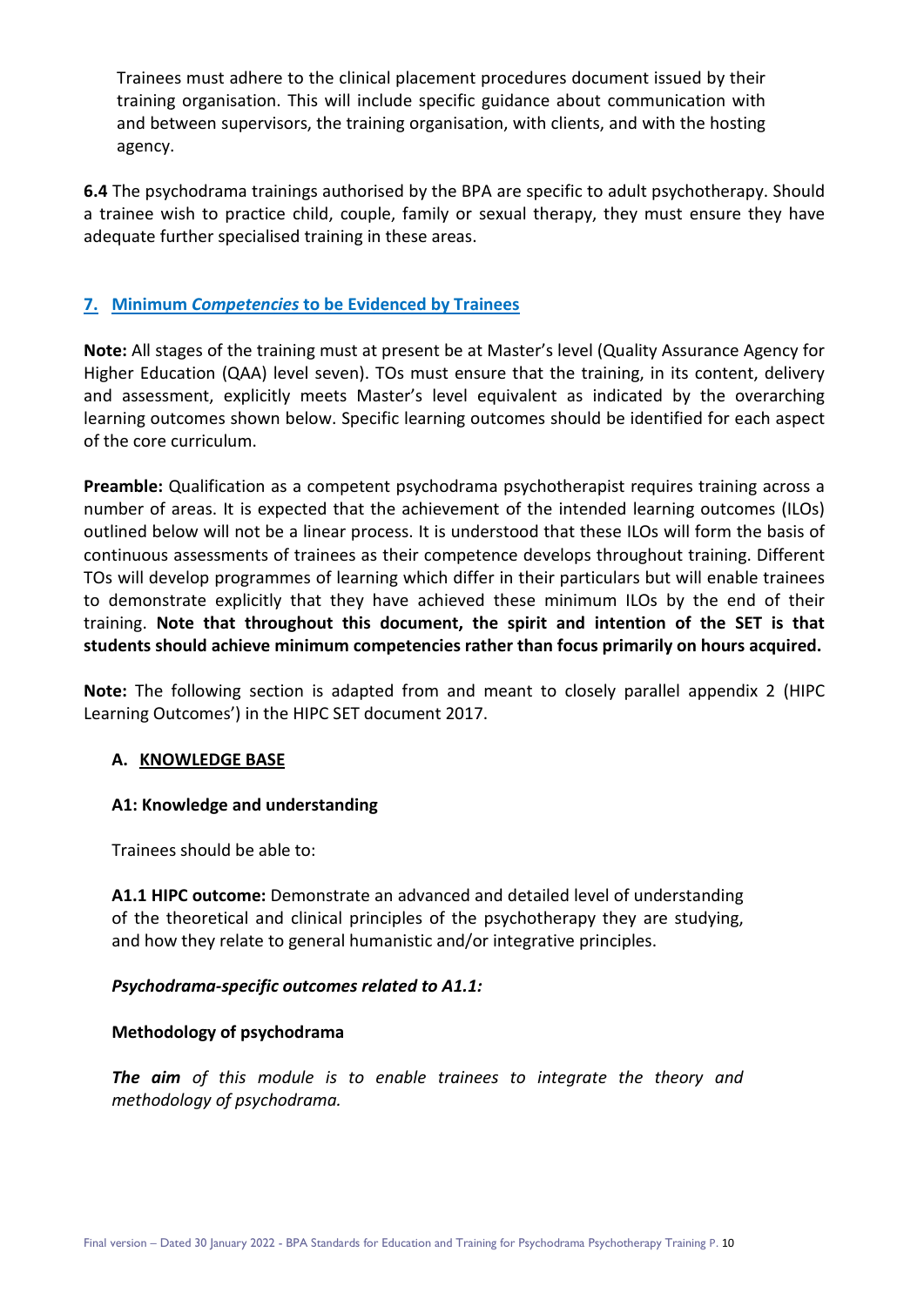Trainees must adhere to the clinical placement procedures document issued by their training organisation. This will include specific guidance about communication with and between supervisors, the training organisation, with clients, and with the hosting agency.

**6.4** The psychodrama trainings authorised by the BPA are specific to adult psychotherapy. Should a trainee wish to practice child, couple, family or sexual therapy, they must ensure they have adequate further specialised training in these areas.

## 7. Minimum *Competencies* to be Evidenced by Trainees

**Note:** All stages of the training must at present be at Master's level (Quality Assurance Agency for Higher Education (QAA) level seven). TOs must ensure that the training, in its content, delivery and assessment, explicitly meets Master's level equivalent as indicated by the overarching learning outcomes shown below. Specific learning outcomes should be identified for each aspect of the core curriculum.

**Preamble:** Qualification as a competent psychodrama psychotherapist requires training across a number of areas. It is expected that the achievement of the intended learning outcomes (ILOs) outlined below will not be a linear process. It is understood that these ILOs will form the basis of continuous assessments of trainees as their competence develops throughout training. Different TOs will develop programmes of learning which differ in their particulars but will enable trainees to demonstrate explicitly that they have achieved these minimum ILOs by the end of their training. **Note that throughout this document, the spirit and intention of the SET is that students should achieve minimum competencies rather than focus primarily on hours acquired.**

**Note:** The following section is adapted from and meant to closely parallel appendix 2 (HIPC Learning Outcomes') in the HIPC SET document 2017.

### A. KNOWLEDGE BASE

#### A1: Knowledge and understanding

Trainees should be able to:

**A1.1 HIPC outcome:** Demonstrate an advanced and detailed level of understanding of the theoretical and clinical principles of the psychotherapy they are studying, and how they relate to general humanistic and/or integrative principles.

***Psychodrama-specific outcomes related to A1.1:***

**Methodology of psychodrama**

***The aim*** *of this module is to enable trainees to integrate the theory and methodology of psychodrama.*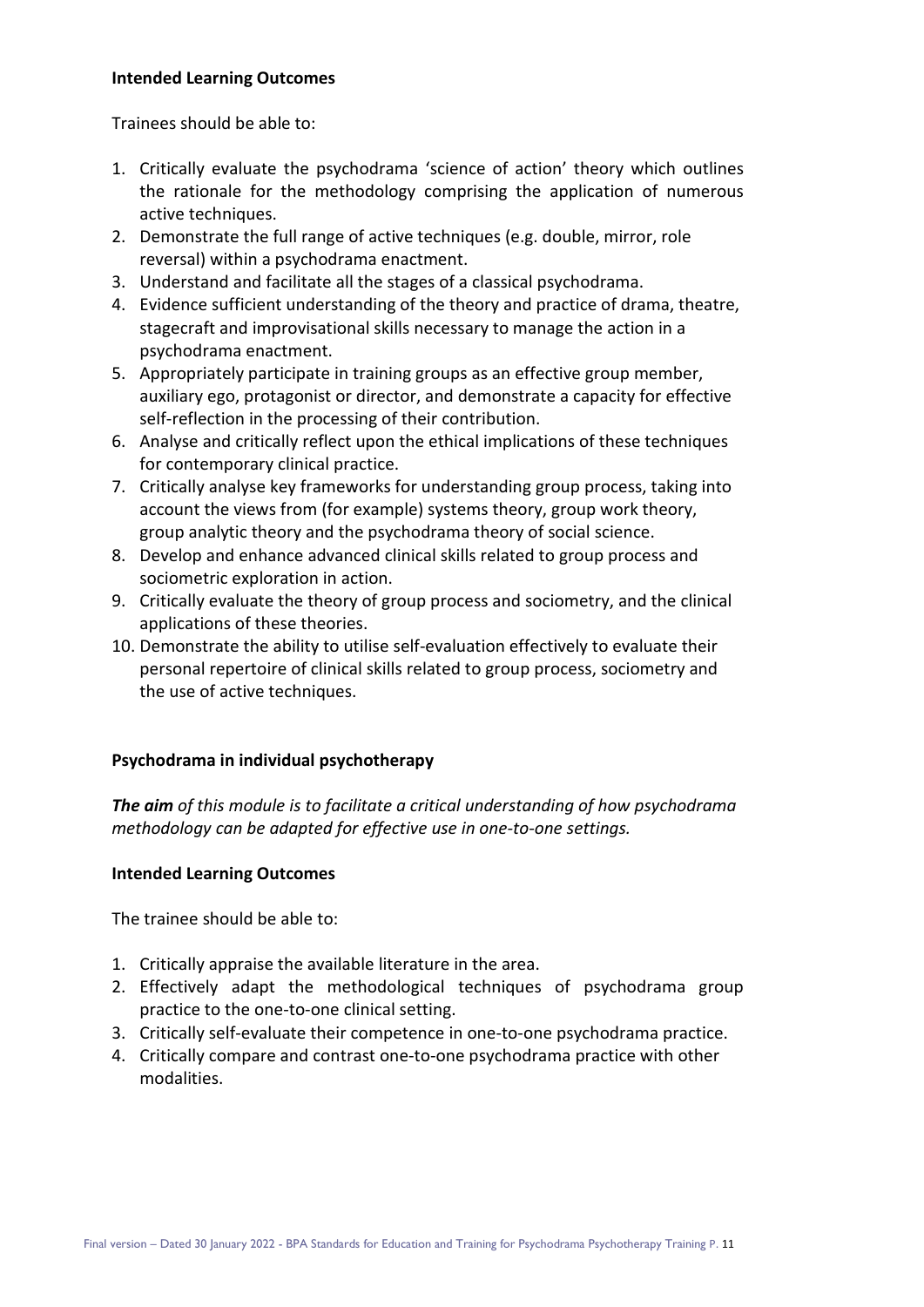**Intended Learning Outcomes**

Trainees should be able to:

1. Critically evaluate the psychodrama 'science of action' theory which outlines the rationale for the methodology comprising the application of numerous active techniques.
2. Demonstrate the full range of active techniques (e.g. double, mirror, role reversal) within a psychodrama enactment.
3. Understand and facilitate all the stages of a classical psychodrama.
4. Evidence sufficient understanding of the theory and practice of drama, theatre, stagecraft and improvisational skills necessary to manage the action in a psychodrama enactment.
5. Appropriately participate in training groups as an effective group member, auxiliary ego, protagonist or director, and demonstrate a capacity for effective self-reflection in the processing of their contribution.
6. Analyse and critically reflect upon the ethical implications of these techniques for contemporary clinical practice.
7. Critically analyse key frameworks for understanding group process, taking into account the views from (for example) systems theory, group work theory, group analytic theory and the psychodrama theory of social science.
8. Develop and enhance advanced clinical skills related to group process and sociometric exploration in action.
9. Critically evaluate the theory of group process and sociometry, and the clinical applications of these theories.
10. Demonstrate the ability to utilise self-evaluation effectively to evaluate their personal repertoire of clinical skills related to group process, sociometry and the use of active techniques.

**Psychodrama in individual psychotherapy**

***The aim*** *of this module is to facilitate a critical understanding of how psychodrama methodology can be adapted for effective use in one-to-one settings.*

**Intended Learning Outcomes**

The trainee should be able to:

1. Critically appraise the available literature in the area.
2. Effectively adapt the methodological techniques of psychodrama group practice to the one-to-one clinical setting.
3. Critically self-evaluate their competence in one-to-one psychodrama practice.
4. Critically compare and contrast one-to-one psychodrama practice with other modalities.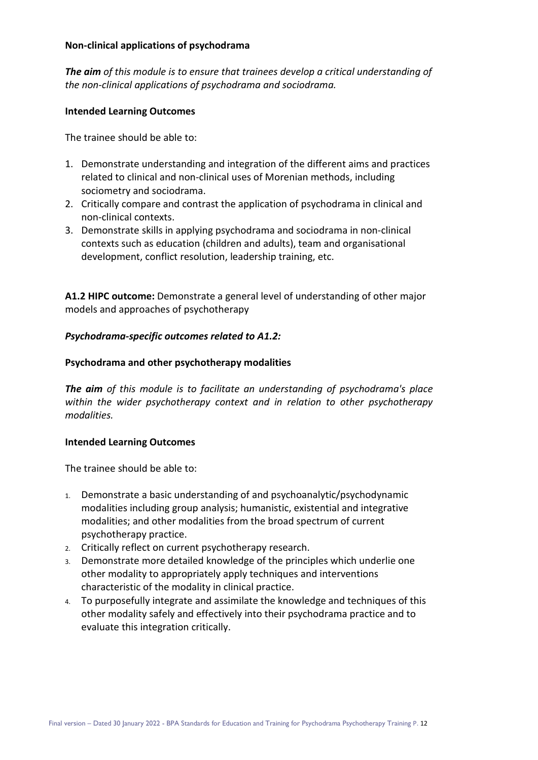**Non-clinical applications of psychodrama**

***The aim*** *of this module is to ensure that trainees develop a critical understanding of the non-clinical applications of psychodrama and sociodrama.*

**Intended Learning Outcomes**

The trainee should be able to:

1. Demonstrate understanding and integration of the different aims and practices related to clinical and non-clinical uses of Morenian methods, including sociometry and sociodrama.
2. Critically compare and contrast the application of psychodrama in clinical and non-clinical contexts.
3. Demonstrate skills in applying psychodrama and sociodrama in non-clinical contexts such as education (children and adults), team and organisational development, conflict resolution, leadership training, etc.

**A1.2 HIPC outcome:** Demonstrate a general level of understanding of other major models and approaches of psychotherapy

***Psychodrama-specific outcomes related to A1.2:***

**Psychodrama and other psychotherapy modalities**

***The aim*** *of this module is to facilitate an understanding of psychodrama's place within the wider psychotherapy context and in relation to other psychotherapy modalities.*

**Intended Learning Outcomes**

The trainee should be able to:

1. Demonstrate a basic understanding of and psychoanalytic/psychodynamic modalities including group analysis; humanistic, existential and integrative modalities; and other modalities from the broad spectrum of current psychotherapy practice.
2. Critically reflect on current psychotherapy research.
3. Demonstrate more detailed knowledge of the principles which underlie one other modality to appropriately apply techniques and interventions characteristic of the modality in clinical practice.
4. To purposefully integrate and assimilate the knowledge and techniques of this other modality safely and effectively into their psychodrama practice and to evaluate this integration critically.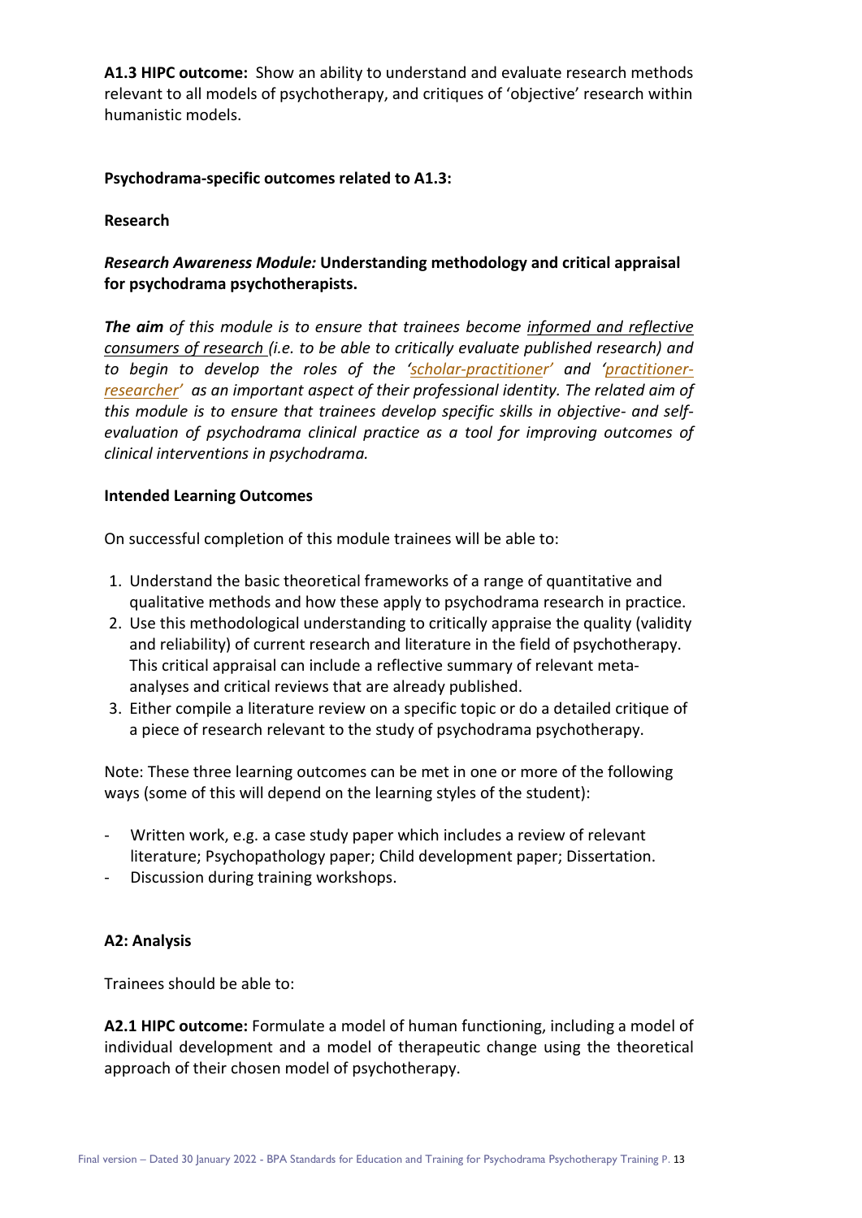**A1.3 HIPC outcome:** Show an ability to understand and evaluate research methods relevant to all models of psychotherapy, and critiques of 'objective' research within humanistic models.

**Psychodrama-specific outcomes related to A1.3:**

**Research**

***Research Awareness Module:* Understanding methodology and critical appraisal for psychodrama psychotherapists.**

***The aim** of this module is to ensure that trainees become informed and reflective consumers of research (i.e. to be able to critically evaluate published research) and to begin to develop the roles of the 'scholar-practitioner' and 'practitioner-researcher' as an important aspect of their professional identity. The related aim of this module is to ensure that trainees develop specific skills in objective- and self-evaluation of psychodrama clinical practice as a tool for improving outcomes of clinical interventions in psychodrama.*

**Intended Learning Outcomes**

On successful completion of this module trainees will be able to:

1. Understand the basic theoretical frameworks of a range of quantitative and qualitative methods and how these apply to psychodrama research in practice.
2. Use this methodological understanding to critically appraise the quality (validity and reliability) of current research and literature in the field of psychotherapy. This critical appraisal can include a reflective summary of relevant meta-analyses and critical reviews that are already published.
3. Either compile a literature review on a specific topic or do a detailed critique of a piece of research relevant to the study of psychodrama psychotherapy.

Note: These three learning outcomes can be met in one or more of the following ways (some of this will depend on the learning styles of the student):

- Written work, e.g. a case study paper which includes a review of relevant literature; Psychopathology paper; Child development paper; Dissertation.
- Discussion during training workshops.

**A2: Analysis**

Trainees should be able to:

**A2.1 HIPC outcome:** Formulate a model of human functioning, including a model of individual development and a model of therapeutic change using the theoretical approach of their chosen model of psychotherapy.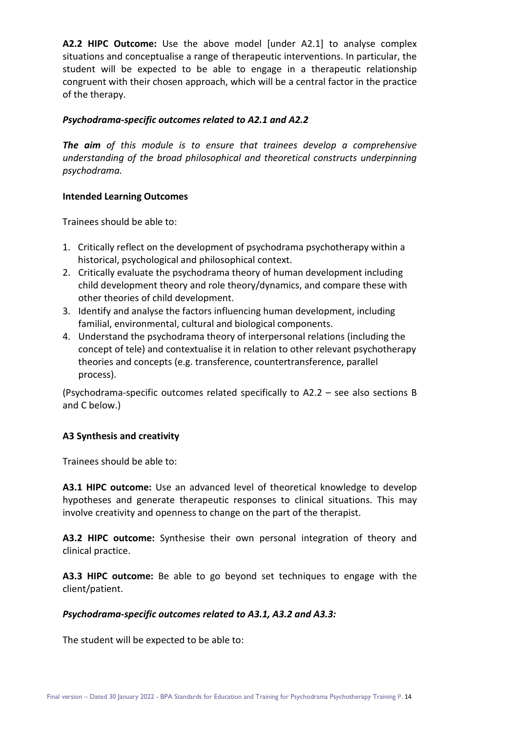**A2.2 HIPC Outcome:** Use the above model [under A2.1] to analyse complex situations and conceptualise a range of therapeutic interventions. In particular, the student will be expected to be able to engage in a therapeutic relationship congruent with their chosen approach, which will be a central factor in the practice of the therapy.

***Psychodrama-specific outcomes related to A2.1 and A2.2***

***The aim*** *of this module is to ensure that trainees develop a comprehensive understanding of the broad philosophical and theoretical constructs underpinning psychodrama.*

**Intended Learning Outcomes**

Trainees should be able to:

1. Critically reflect on the development of psychodrama psychotherapy within a historical, psychological and philosophical context.
2. Critically evaluate the psychodrama theory of human development including child development theory and role theory/dynamics, and compare these with other theories of child development.
3. Identify and analyse the factors influencing human development, including familial, environmental, cultural and biological components.
4. Understand the psychodrama theory of interpersonal relations (including the concept of tele) and contextualise it in relation to other relevant psychotherapy theories and concepts (e.g. transference, countertransference, parallel process).

(Psychodrama-specific outcomes related specifically to A2.2 – see also sections B and C below.)

**A3 Synthesis and creativity**

Trainees should be able to:

**A3.1 HIPC outcome:** Use an advanced level of theoretical knowledge to develop hypotheses and generate therapeutic responses to clinical situations. This may involve creativity and openness to change on the part of the therapist.

**A3.2 HIPC outcome:** Synthesise their own personal integration of theory and clinical practice.

**A3.3 HIPC outcome:** Be able to go beyond set techniques to engage with the client/patient.

***Psychodrama-specific outcomes related to A3.1, A3.2 and A3.3:***

The student will be expected to be able to: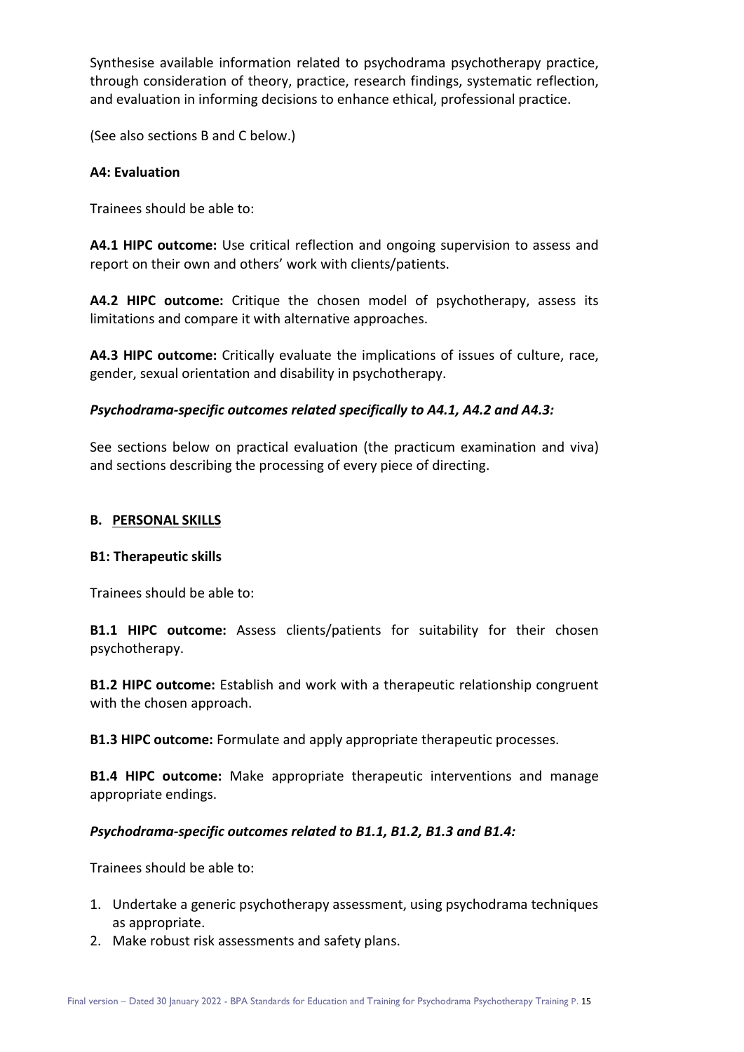Synthesise available information related to psychodrama psychotherapy practice, through consideration of theory, practice, research findings, systematic reflection, and evaluation in informing decisions to enhance ethical, professional practice.

(See also sections B and C below.)

**A4: Evaluation**

Trainees should be able to:

**A4.1 HIPC outcome:** Use critical reflection and ongoing supervision to assess and report on their own and others' work with clients/patients.

**A4.2 HIPC outcome:** Critique the chosen model of psychotherapy, assess its limitations and compare it with alternative approaches.

**A4.3 HIPC outcome:** Critically evaluate the implications of issues of culture, race, gender, sexual orientation and disability in psychotherapy.

***Psychodrama-specific outcomes related specifically to A4.1, A4.2 and A4.3:***

See sections below on practical evaluation (the practicum examination and viva) and sections describing the processing of every piece of directing.

## B. PERSONAL SKILLS

**B1: Therapeutic skills**

Trainees should be able to:

**B1.1 HIPC outcome:** Assess clients/patients for suitability for their chosen psychotherapy.

**B1.2 HIPC outcome:** Establish and work with a therapeutic relationship congruent with the chosen approach.

**B1.3 HIPC outcome:** Formulate and apply appropriate therapeutic processes.

**B1.4 HIPC outcome:** Make appropriate therapeutic interventions and manage appropriate endings.

***Psychodrama-specific outcomes related to B1.1, B1.2, B1.3 and B1.4:***

Trainees should be able to:

1. Undertake a generic psychotherapy assessment, using psychodrama techniques as appropriate.
2. Make robust risk assessments and safety plans.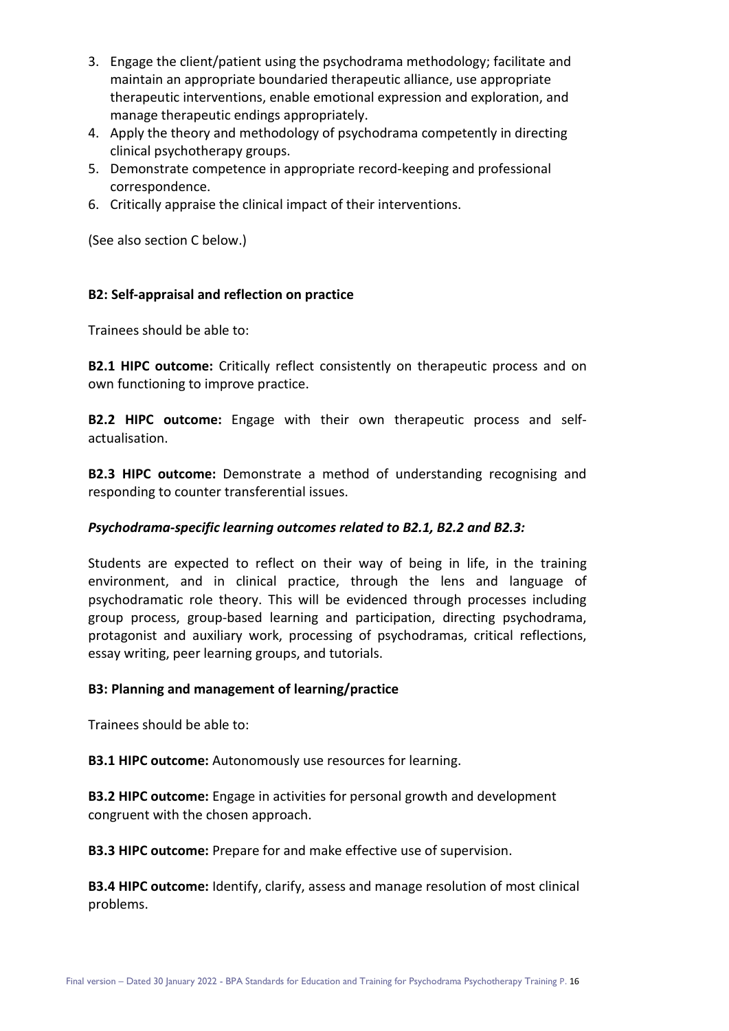3. Engage the client/patient using the psychodrama methodology; facilitate and maintain an appropriate boundaried therapeutic alliance, use appropriate therapeutic interventions, enable emotional expression and exploration, and manage therapeutic endings appropriately.
4. Apply the theory and methodology of psychodrama competently in directing clinical psychotherapy groups.
5. Demonstrate competence in appropriate record-keeping and professional correspondence.
6. Critically appraise the clinical impact of their interventions.

(See also section C below.)

**B2: Self-appraisal and reflection on practice**

Trainees should be able to:

**B2.1 HIPC outcome:** Critically reflect consistently on therapeutic process and on own functioning to improve practice.

**B2.2 HIPC outcome:** Engage with their own therapeutic process and self-actualisation.

**B2.3 HIPC outcome:** Demonstrate a method of understanding recognising and responding to counter transferential issues.

***Psychodrama-specific learning outcomes related to B2.1, B2.2 and B2.3:***

Students are expected to reflect on their way of being in life, in the training environment, and in clinical practice, through the lens and language of psychodramatic role theory. This will be evidenced through processes including group process, group-based learning and participation, directing psychodrama, protagonist and auxiliary work, processing of psychodramas, critical reflections, essay writing, peer learning groups, and tutorials.

**B3: Planning and management of learning/practice**

Trainees should be able to:

**B3.1 HIPC outcome:** Autonomously use resources for learning.

**B3.2 HIPC outcome:** Engage in activities for personal growth and development congruent with the chosen approach.

**B3.3 HIPC outcome:** Prepare for and make effective use of supervision.

**B3.4 HIPC outcome:** Identify, clarify, assess and manage resolution of most clinical problems.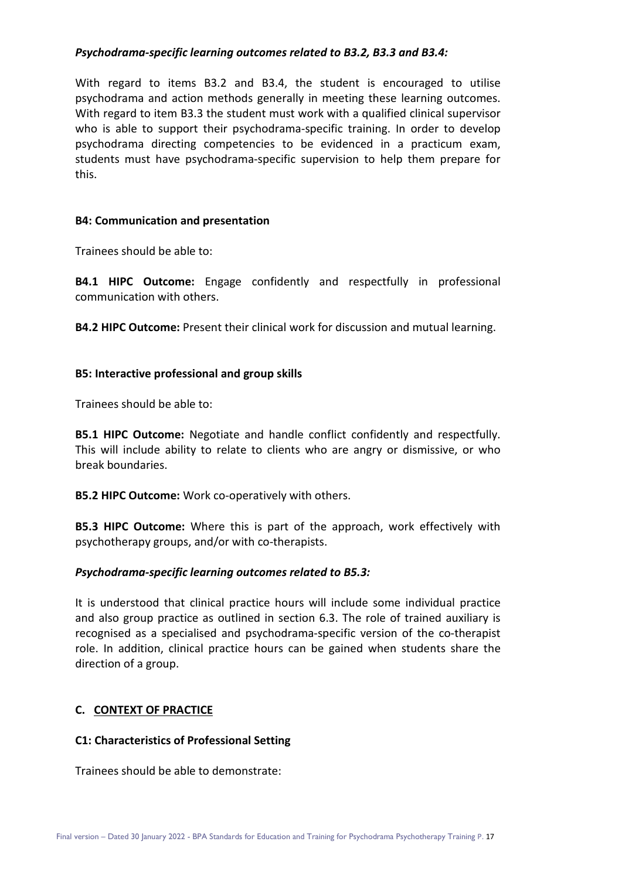***Psychodrama-specific learning outcomes related to B3.2, B3.3 and B3.4:***

With regard to items B3.2 and B3.4, the student is encouraged to utilise psychodrama and action methods generally in meeting these learning outcomes. With regard to item B3.3 the student must work with a qualified clinical supervisor who is able to support their psychodrama-specific training. In order to develop psychodrama directing competencies to be evidenced in a practicum exam, students must have psychodrama-specific supervision to help them prepare for this.

**B4: Communication and presentation**

Trainees should be able to:

**B4.1 HIPC Outcome:** Engage confidently and respectfully in professional communication with others.

**B4.2 HIPC Outcome:** Present their clinical work for discussion and mutual learning.

**B5: Interactive professional and group skills**

Trainees should be able to:

**B5.1 HIPC Outcome:** Negotiate and handle conflict confidently and respectfully. This will include ability to relate to clients who are angry or dismissive, or who break boundaries.

**B5.2 HIPC Outcome:** Work co-operatively with others.

**B5.3 HIPC Outcome:** Where this is part of the approach, work effectively with psychotherapy groups, and/or with co-therapists.

***Psychodrama-specific learning outcomes related to B5.3:***

It is understood that clinical practice hours will include some individual practice and also group practice as outlined in section 6.3. The role of trained auxiliary is recognised as a specialised and psychodrama-specific version of the co-therapist role. In addition, clinical practice hours can be gained when students share the direction of a group.

**C. <u>CONTEXT OF PRACTICE</u>**

**C1: Characteristics of Professional Setting**

Trainees should be able to demonstrate: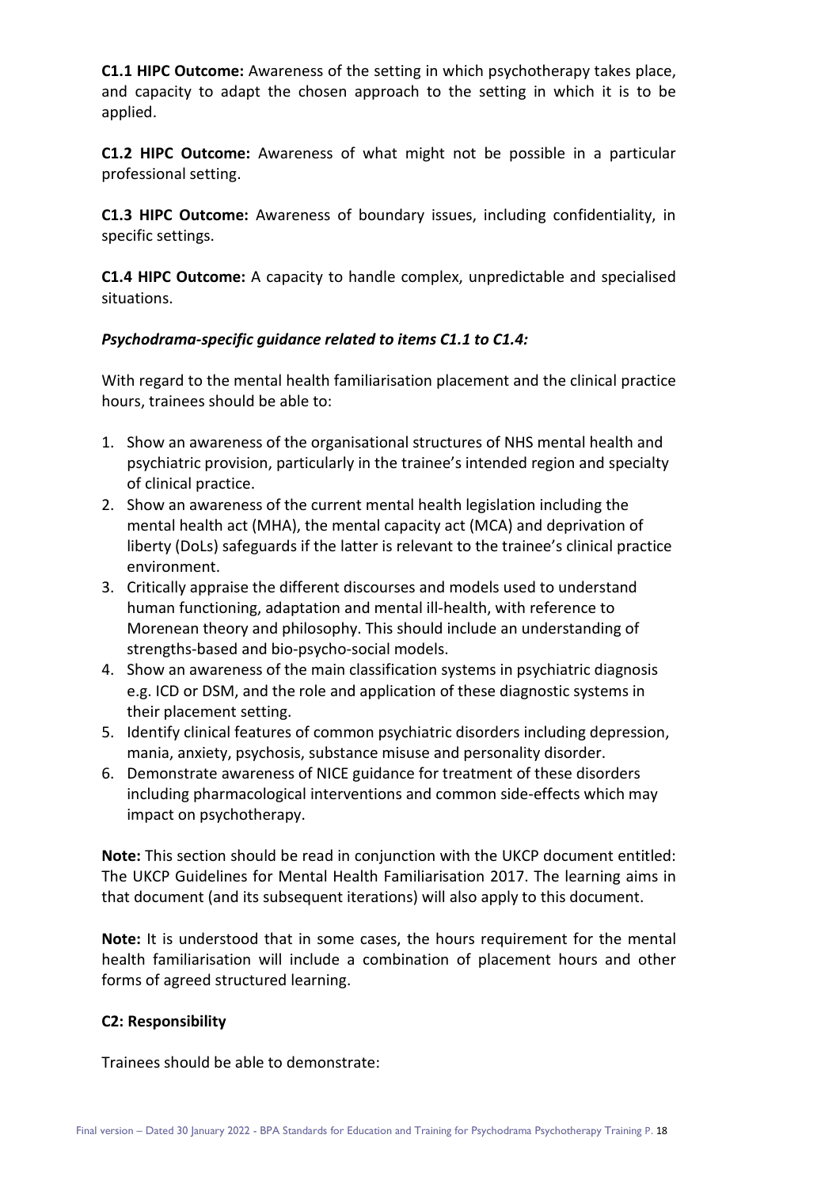**C1.1 HIPC Outcome:** Awareness of the setting in which psychotherapy takes place, and capacity to adapt the chosen approach to the setting in which it is to be applied.

**C1.2 HIPC Outcome:** Awareness of what might not be possible in a particular professional setting.

**C1.3 HIPC Outcome:** Awareness of boundary issues, including confidentiality, in specific settings.

**C1.4 HIPC Outcome:** A capacity to handle complex, unpredictable and specialised situations.

***Psychodrama-specific guidance related to items C1.1 to C1.4:***

With regard to the mental health familiarisation placement and the clinical practice hours, trainees should be able to:

1. Show an awareness of the organisational structures of NHS mental health and psychiatric provision, particularly in the trainee's intended region and specialty of clinical practice.
2. Show an awareness of the current mental health legislation including the mental health act (MHA), the mental capacity act (MCA) and deprivation of liberty (DoLs) safeguards if the latter is relevant to the trainee's clinical practice environment.
3. Critically appraise the different discourses and models used to understand human functioning, adaptation and mental ill-health, with reference to Morenean theory and philosophy. This should include an understanding of strengths-based and bio-psycho-social models.
4. Show an awareness of the main classification systems in psychiatric diagnosis e.g. ICD or DSM, and the role and application of these diagnostic systems in their placement setting.
5. Identify clinical features of common psychiatric disorders including depression, mania, anxiety, psychosis, substance misuse and personality disorder.
6. Demonstrate awareness of NICE guidance for treatment of these disorders including pharmacological interventions and common side-effects which may impact on psychotherapy.

**Note:** This section should be read in conjunction with the UKCP document entitled: The UKCP Guidelines for Mental Health Familiarisation 2017. The learning aims in that document (and its subsequent iterations) will also apply to this document.

**Note:** It is understood that in some cases, the hours requirement for the mental health familiarisation will include a combination of placement hours and other forms of agreed structured learning.

**C2: Responsibility**

Trainees should be able to demonstrate: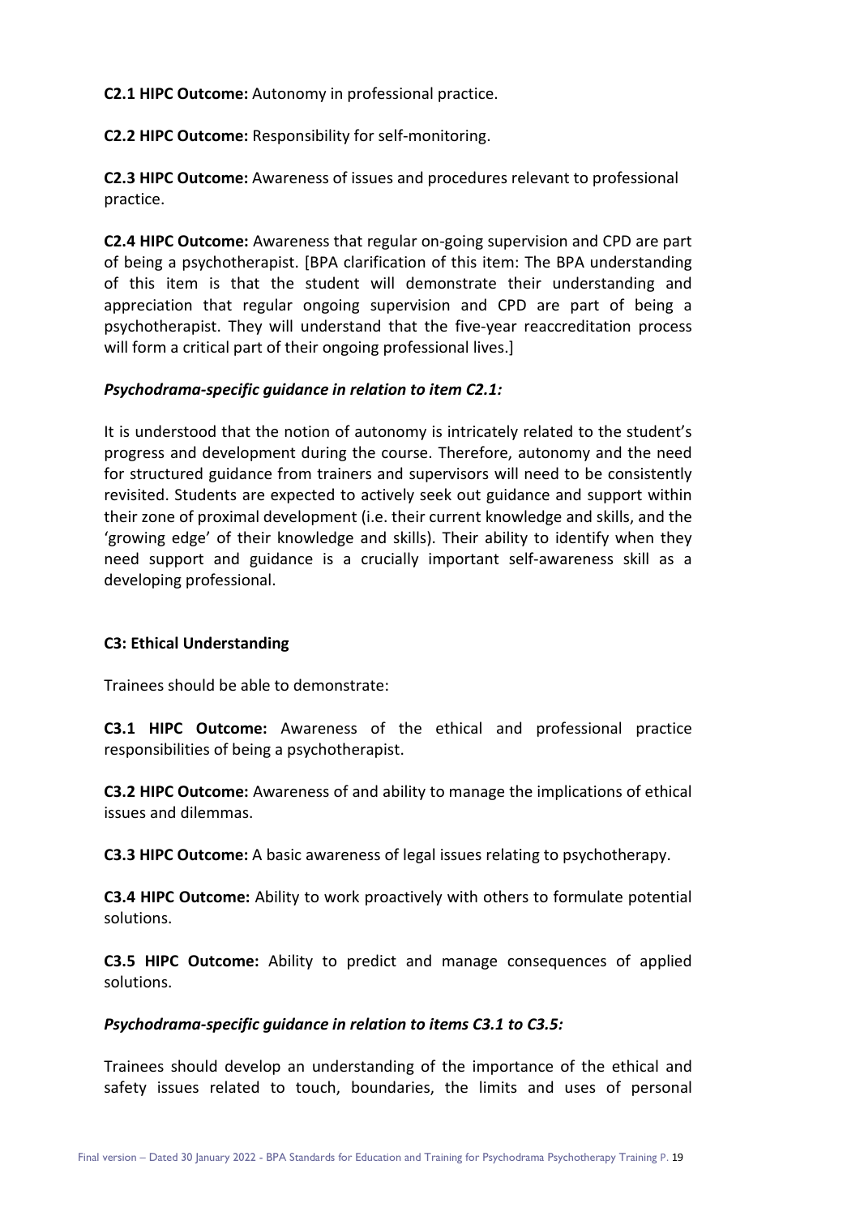**C2.1 HIPC Outcome:** Autonomy in professional practice.

**C2.2 HIPC Outcome:** Responsibility for self-monitoring.

**C2.3 HIPC Outcome:** Awareness of issues and procedures relevant to professional practice.

**C2.4 HIPC Outcome:** Awareness that regular on-going supervision and CPD are part of being a psychotherapist. [BPA clarification of this item: The BPA understanding of this item is that the student will demonstrate their understanding and appreciation that regular ongoing supervision and CPD are part of being a psychotherapist. They will understand that the five-year reaccreditation process will form a critical part of their ongoing professional lives.]

***Psychodrama-specific guidance in relation to item C2.1:***

It is understood that the notion of autonomy is intricately related to the student's progress and development during the course. Therefore, autonomy and the need for structured guidance from trainers and supervisors will need to be consistently revisited. Students are expected to actively seek out guidance and support within their zone of proximal development (i.e. their current knowledge and skills, and the 'growing edge' of their knowledge and skills). Their ability to identify when they need support and guidance is a crucially important self-awareness skill as a developing professional.

**C3: Ethical Understanding**

Trainees should be able to demonstrate:

**C3.1 HIPC Outcome:** Awareness of the ethical and professional practice responsibilities of being a psychotherapist.

**C3.2 HIPC Outcome:** Awareness of and ability to manage the implications of ethical issues and dilemmas.

**C3.3 HIPC Outcome:** A basic awareness of legal issues relating to psychotherapy.

**C3.4 HIPC Outcome:** Ability to work proactively with others to formulate potential solutions.

**C3.5 HIPC Outcome:** Ability to predict and manage consequences of applied solutions.

***Psychodrama-specific guidance in relation to items C3.1 to C3.5:***

Trainees should develop an understanding of the importance of the ethical and safety issues related to touch, boundaries, the limits and uses of personal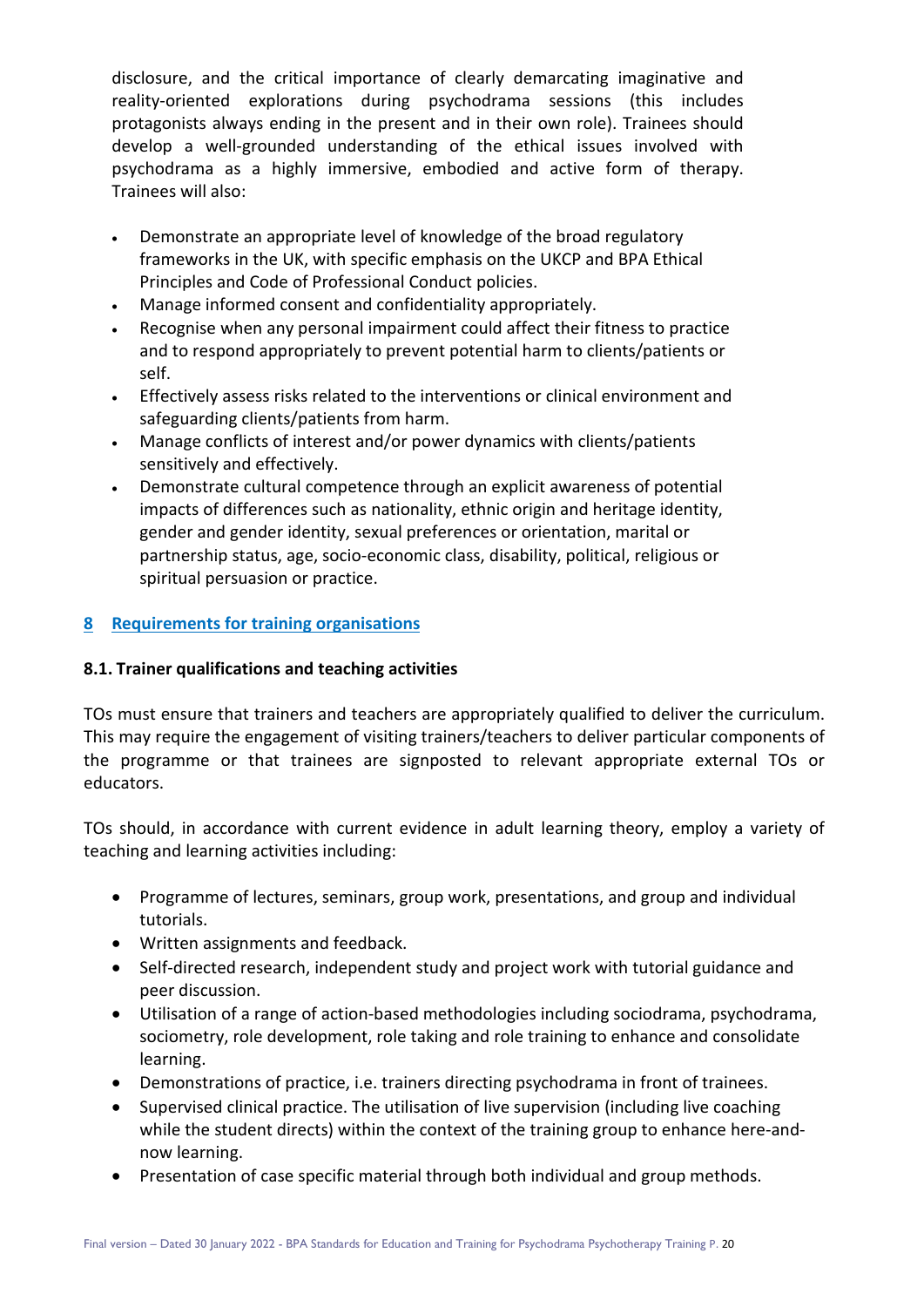disclosure, and the critical importance of clearly demarcating imaginative and reality-oriented explorations during psychodrama sessions (this includes protagonists always ending in the present and in their own role). Trainees should develop a well-grounded understanding of the ethical issues involved with psychodrama as a highly immersive, embodied and active form of therapy. Trainees will also:

- Demonstrate an appropriate level of knowledge of the broad regulatory frameworks in the UK, with specific emphasis on the UKCP and BPA Ethical Principles and Code of Professional Conduct policies.
- Manage informed consent and confidentiality appropriately.
- Recognise when any personal impairment could affect their fitness to practice and to respond appropriately to prevent potential harm to clients/patients or self.
- Effectively assess risks related to the interventions or clinical environment and safeguarding clients/patients from harm.
- Manage conflicts of interest and/or power dynamics with clients/patients sensitively and effectively.
- Demonstrate cultural competence through an explicit awareness of potential impacts of differences such as nationality, ethnic origin and heritage identity, gender and gender identity, sexual preferences or orientation, marital or partnership status, age, socio-economic class, disability, political, religious or spiritual persuasion or practice.

## 8 Requirements for training organisations

### 8.1. Trainer qualifications and teaching activities

TOs must ensure that trainers and teachers are appropriately qualified to deliver the curriculum. This may require the engagement of visiting trainers/teachers to deliver particular components of the programme or that trainees are signposted to relevant appropriate external TOs or educators.

TOs should, in accordance with current evidence in adult learning theory, employ a variety of teaching and learning activities including:

- Programme of lectures, seminars, group work, presentations, and group and individual tutorials.
- Written assignments and feedback.
- Self-directed research, independent study and project work with tutorial guidance and peer discussion.
- Utilisation of a range of action-based methodologies including sociodrama, psychodrama, sociometry, role development, role taking and role training to enhance and consolidate learning.
- Demonstrations of practice, i.e. trainers directing psychodrama in front of trainees.
- Supervised clinical practice. The utilisation of live supervision (including live coaching while the student directs) within the context of the training group to enhance here-and-now learning.
- Presentation of case specific material through both individual and group methods.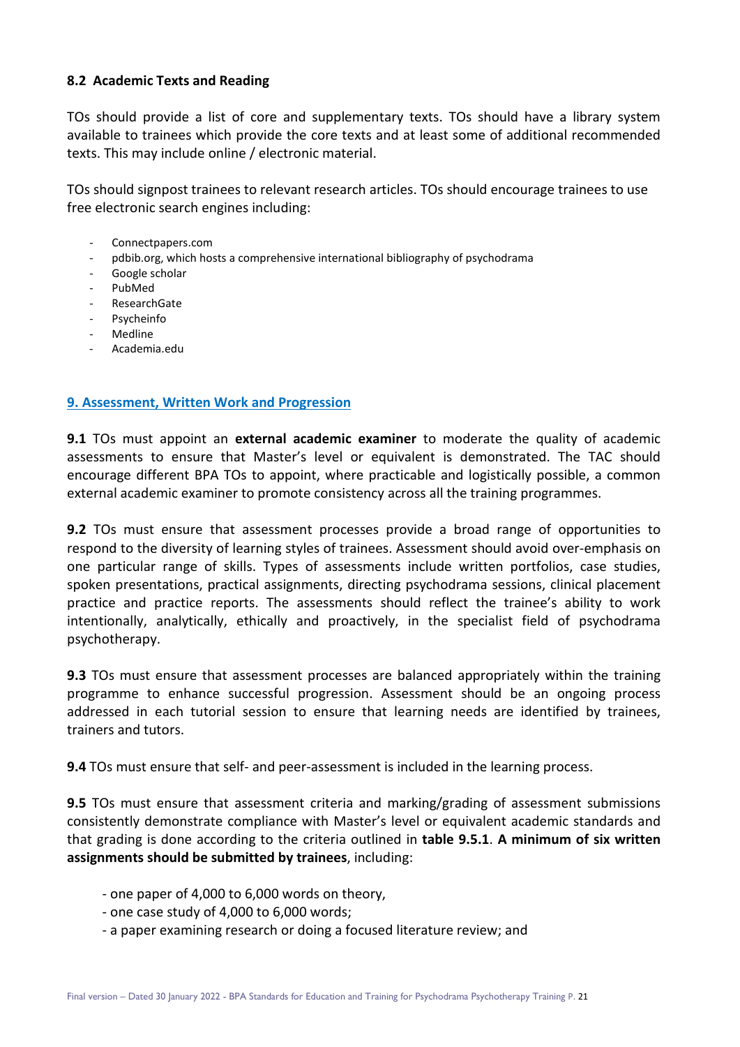### 8.2 Academic Texts and Reading

TOs should provide a list of core and supplementary texts. TOs should have a library system available to trainees which provide the core texts and at least some of additional recommended texts. This may include online / electronic material.

TOs should signpost trainees to relevant research articles. TOs should encourage trainees to use free electronic search engines including:

- Connectpapers.com
- pdbib.org, which hosts a comprehensive international bibliography of psychodrama
- Google scholar
- PubMed
- ResearchGate
- Psycheinfo
- Medline
- Academia.edu

## 9. Assessment, Written Work and Progression

**9.1** TOs must appoint an **external academic examiner** to moderate the quality of academic assessments to ensure that Master's level or equivalent is demonstrated. The TAC should encourage different BPA TOs to appoint, where practicable and logistically possible, a common external academic examiner to promote consistency across all the training programmes.

**9.2** TOs must ensure that assessment processes provide a broad range of opportunities to respond to the diversity of learning styles of trainees. Assessment should avoid over-emphasis on one particular range of skills. Types of assessments include written portfolios, case studies, spoken presentations, practical assignments, directing psychodrama sessions, clinical placement practice and practice reports. The assessments should reflect the trainee's ability to work intentionally, analytically, ethically and proactively, in the specialist field of psychodrama psychotherapy.

**9.3** TOs must ensure that assessment processes are balanced appropriately within the training programme to enhance successful progression. Assessment should be an ongoing process addressed in each tutorial session to ensure that learning needs are identified by trainees, trainers and tutors.

**9.4** TOs must ensure that self- and peer-assessment is included in the learning process.

**9.5** TOs must ensure that assessment criteria and marking/grading of assessment submissions consistently demonstrate compliance with Master's level or equivalent academic standards and that grading is done according to the criteria outlined in **table 9.5.1**. **A minimum of six written assignments should be submitted by trainees**, including:

- one paper of 4,000 to 6,000 words on theory,
- one case study of 4,000 to 6,000 words;
- a paper examining research or doing a focused literature review; and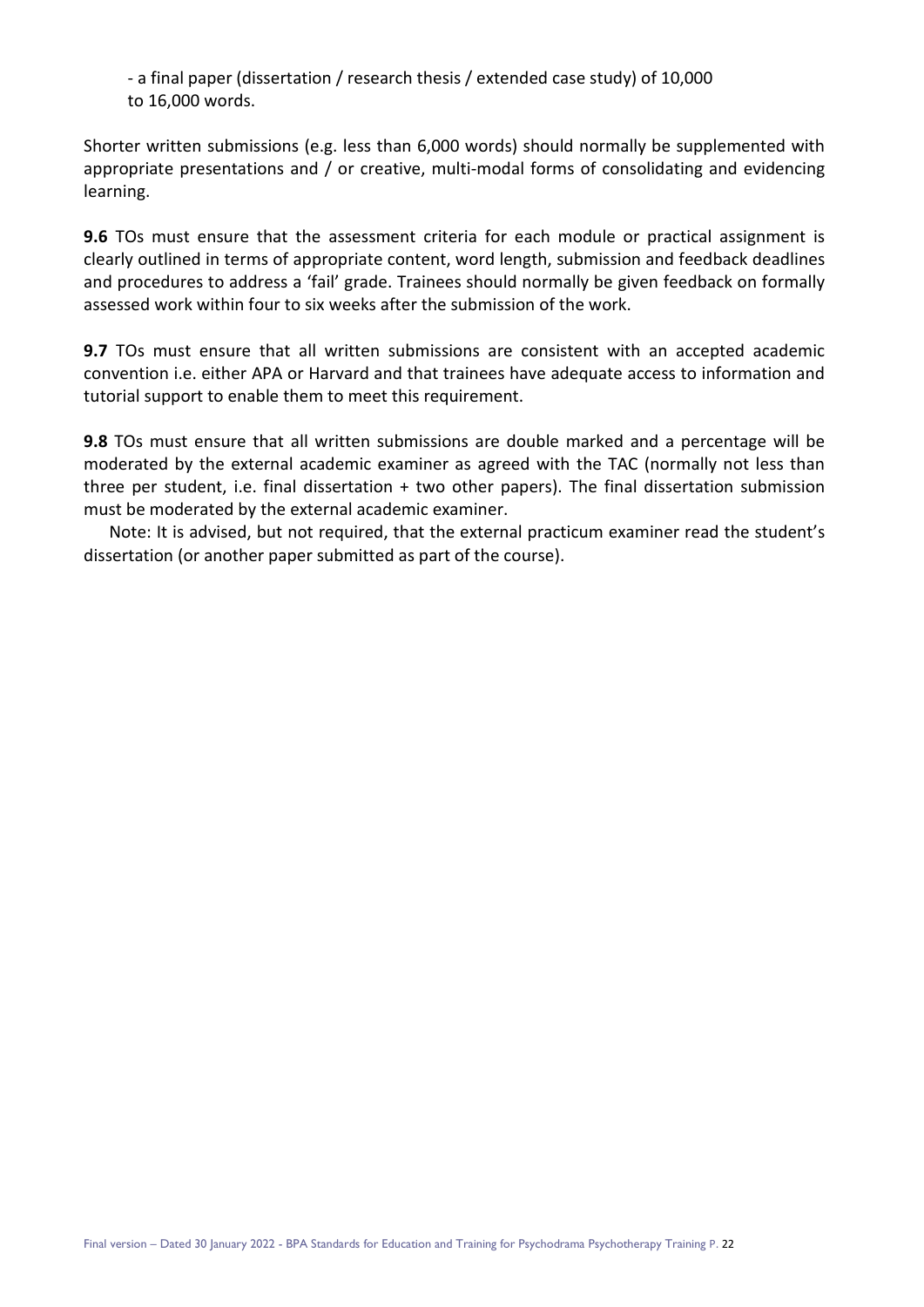- a final paper (dissertation / research thesis / extended case study) of 10,000 to 16,000 words.

Shorter written submissions (e.g. less than 6,000 words) should normally be supplemented with appropriate presentations and / or creative, multi-modal forms of consolidating and evidencing learning.

**9.6** TOs must ensure that the assessment criteria for each module or practical assignment is clearly outlined in terms of appropriate content, word length, submission and feedback deadlines and procedures to address a 'fail' grade. Trainees should normally be given feedback on formally assessed work within four to six weeks after the submission of the work.

**9.7** TOs must ensure that all written submissions are consistent with an accepted academic convention i.e. either APA or Harvard and that trainees have adequate access to information and tutorial support to enable them to meet this requirement.

**9.8** TOs must ensure that all written submissions are double marked and a percentage will be moderated by the external academic examiner as agreed with the TAC (normally not less than three per student, i.e. final dissertation + two other papers). The final dissertation submission must be moderated by the external academic examiner.

Note: It is advised, but not required, that the external practicum examiner read the student's dissertation (or another paper submitted as part of the course).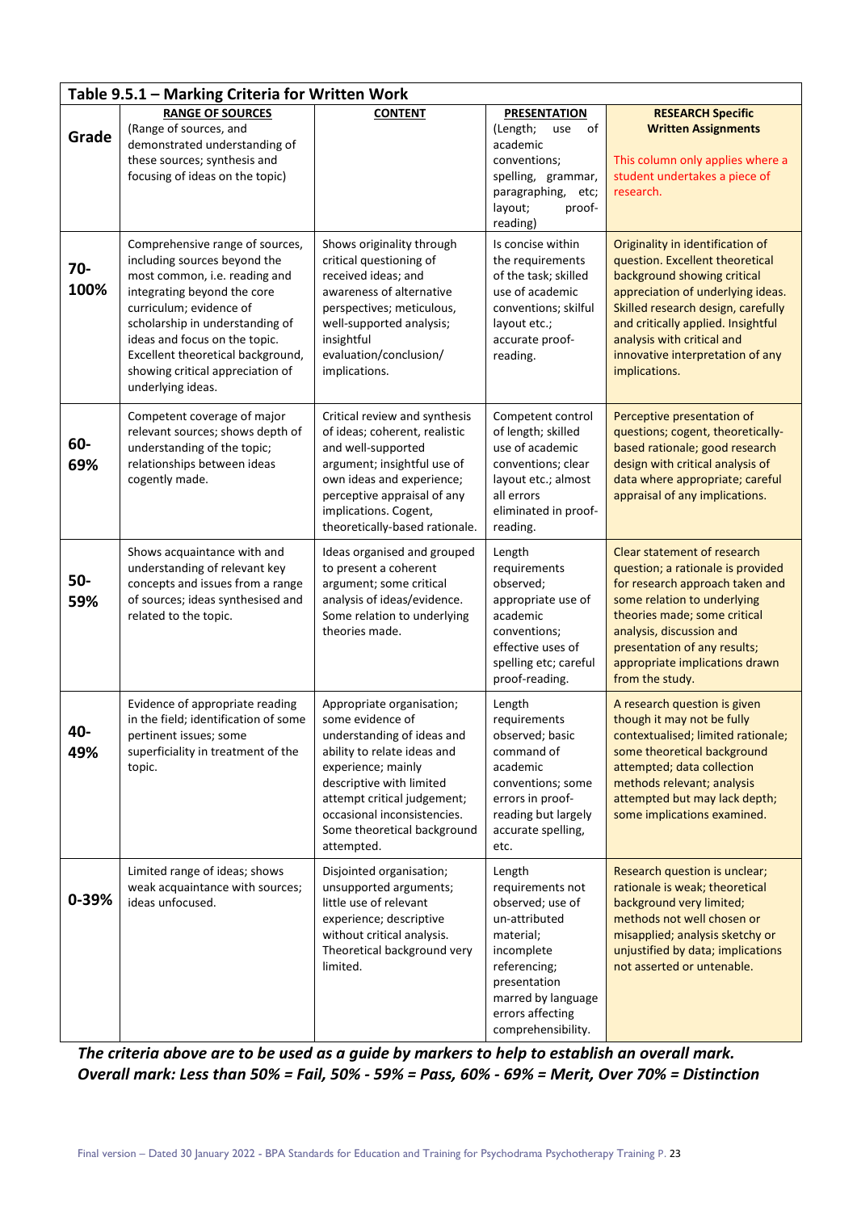| **Table 9.5.1 – Marking Criteria for Written Work** | | | | |
|---|---|---|---|---|
| **Grade** | **RANGE OF SOURCES** (Range of sources, and demonstrated understanding of these sources; synthesis and focusing of ideas on the topic) | **CONTENT** | **PRESENTATION** (Length; use of academic conventions; spelling, grammar, paragraphing, etc; layout; proof-reading) | **RESEARCH Specific Written Assignments** This column only applies where a student undertakes a piece of research. |
| **70-100%** | Comprehensive range of sources, including sources beyond the most common, i.e. reading and integrating beyond the core curriculum; evidence of scholarship in understanding of ideas and focus on the topic. Excellent theoretical background, showing critical appreciation of underlying ideas. | Shows originality through critical questioning of received ideas; and awareness of alternative perspectives; meticulous, well-supported analysis; insightful evaluation/conclusion/ implications. | Is concise within the requirements of the task; skilled use of academic conventions; skilful layout etc.; accurate proof-reading. | Originality in identification of question. Excellent theoretical background showing critical appreciation of underlying ideas. Skilled research design, carefully and critically applied. Insightful analysis with critical and innovative interpretation of any implications. |
| **60-69%** | Competent coverage of major relevant sources; shows depth of understanding of the topic; relationships between ideas cogently made. | Critical review and synthesis of ideas; coherent, realistic and well-supported argument; insightful use of own ideas and experience; perceptive appraisal of any implications. Cogent, theoretically-based rationale. | Competent control of length; skilled use of academic conventions; clear layout etc.; almost all errors eliminated in proof-reading. | Perceptive presentation of questions; cogent, theoretically-based rationale; good research design with critical analysis of data where appropriate; careful appraisal of any implications. |
| **50-59%** | Shows acquaintance with and understanding of relevant key concepts and issues from a range of sources; ideas synthesised and related to the topic. | Ideas organised and grouped to present a coherent argument; some critical analysis of ideas/evidence. Some relation to underlying theories made. | Length requirements observed; appropriate use of academic conventions; effective uses of spelling etc; careful proof-reading. | Clear statement of research question; a rationale is provided for research approach taken and some relation to underlying theories made; some critical analysis, discussion and presentation of any results; appropriate implications drawn from the study. |
| **40-49%** | Evidence of appropriate reading in the field; identification of some pertinent issues; some superficiality in treatment of the topic. | Appropriate organisation; some evidence of understanding of ideas and ability to relate ideas and experience; mainly descriptive with limited attempt critical judgement; occasional inconsistencies. Some theoretical background attempted. | Length requirements observed; basic command of academic conventions; some errors in proof-reading but largely accurate spelling, etc. | A research question is given though it may not be fully contextualised; limited rationale; some theoretical background attempted; data collection methods relevant; analysis attempted but may lack depth; some implications examined. |
| **0-39%** | Limited range of ideas; shows weak acquaintance with sources; ideas unfocused. | Disjointed organisation; unsupported arguments; little use of relevant experience; descriptive without critical analysis. Theoretical background very limited. | Length requirements not observed; use of un-attributed material; incomplete referencing; presentation marred by language errors affecting comprehensibility. | Research question is unclear; rationale is weak; theoretical background very limited; methods not well chosen or misapplied; analysis sketchy or unjustified by data; implications not asserted or untenable. |

***The criteria above are to be used as a guide by markers to help to establish an overall mark.***
***Overall mark: Less than 50% = Fail, 50% - 59% = Pass, 60% - 69% = Merit, Over 70% = Distinction***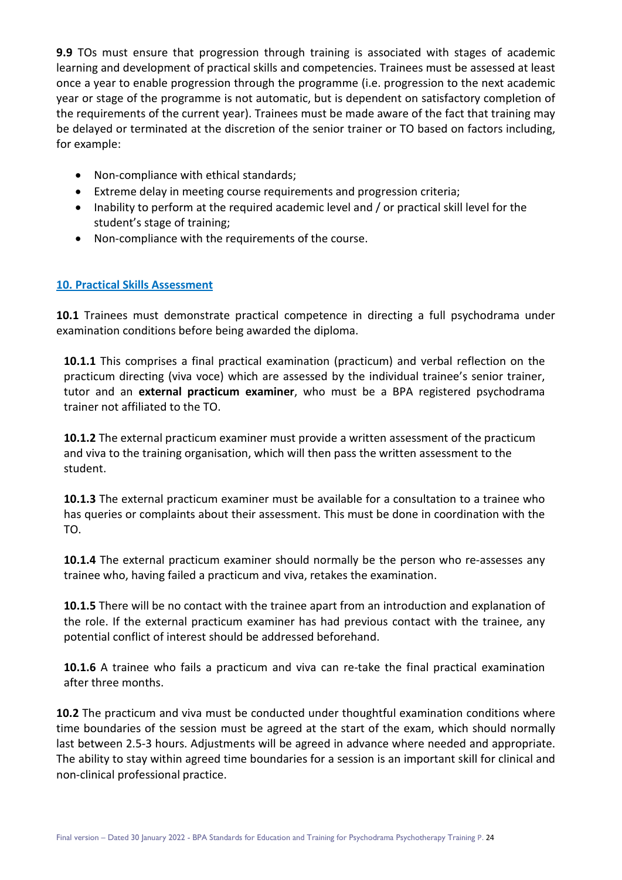**9.9** TOs must ensure that progression through training is associated with stages of academic learning and development of practical skills and competencies. Trainees must be assessed at least once a year to enable progression through the programme (i.e. progression to the next academic year or stage of the programme is not automatic, but is dependent on satisfactory completion of the requirements of the current year). Trainees must be made aware of the fact that training may be delayed or terminated at the discretion of the senior trainer or TO based on factors including, for example:

- Non-compliance with ethical standards;
- Extreme delay in meeting course requirements and progression criteria;
- Inability to perform at the required academic level and / or practical skill level for the student's stage of training;
- Non-compliance with the requirements of the course.

## 10. Practical Skills Assessment

**10.1** Trainees must demonstrate practical competence in directing a full psychodrama under examination conditions before being awarded the diploma.

**10.1.1** This comprises a final practical examination (practicum) and verbal reflection on the practicum directing (viva voce) which are assessed by the individual trainee's senior trainer, tutor and an **external practicum examiner**, who must be a BPA registered psychodrama trainer not affiliated to the TO.

**10.1.2** The external practicum examiner must provide a written assessment of the practicum and viva to the training organisation, which will then pass the written assessment to the student.

**10.1.3** The external practicum examiner must be available for a consultation to a trainee who has queries or complaints about their assessment. This must be done in coordination with the TO.

**10.1.4** The external practicum examiner should normally be the person who re-assesses any trainee who, having failed a practicum and viva, retakes the examination.

**10.1.5** There will be no contact with the trainee apart from an introduction and explanation of the role. If the external practicum examiner has had previous contact with the trainee, any potential conflict of interest should be addressed beforehand.

**10.1.6** A trainee who fails a practicum and viva can re-take the final practical examination after three months.

**10.2** The practicum and viva must be conducted under thoughtful examination conditions where time boundaries of the session must be agreed at the start of the exam, which should normally last between 2.5-3 hours. Adjustments will be agreed in advance where needed and appropriate. The ability to stay within agreed time boundaries for a session is an important skill for clinical and non-clinical professional practice.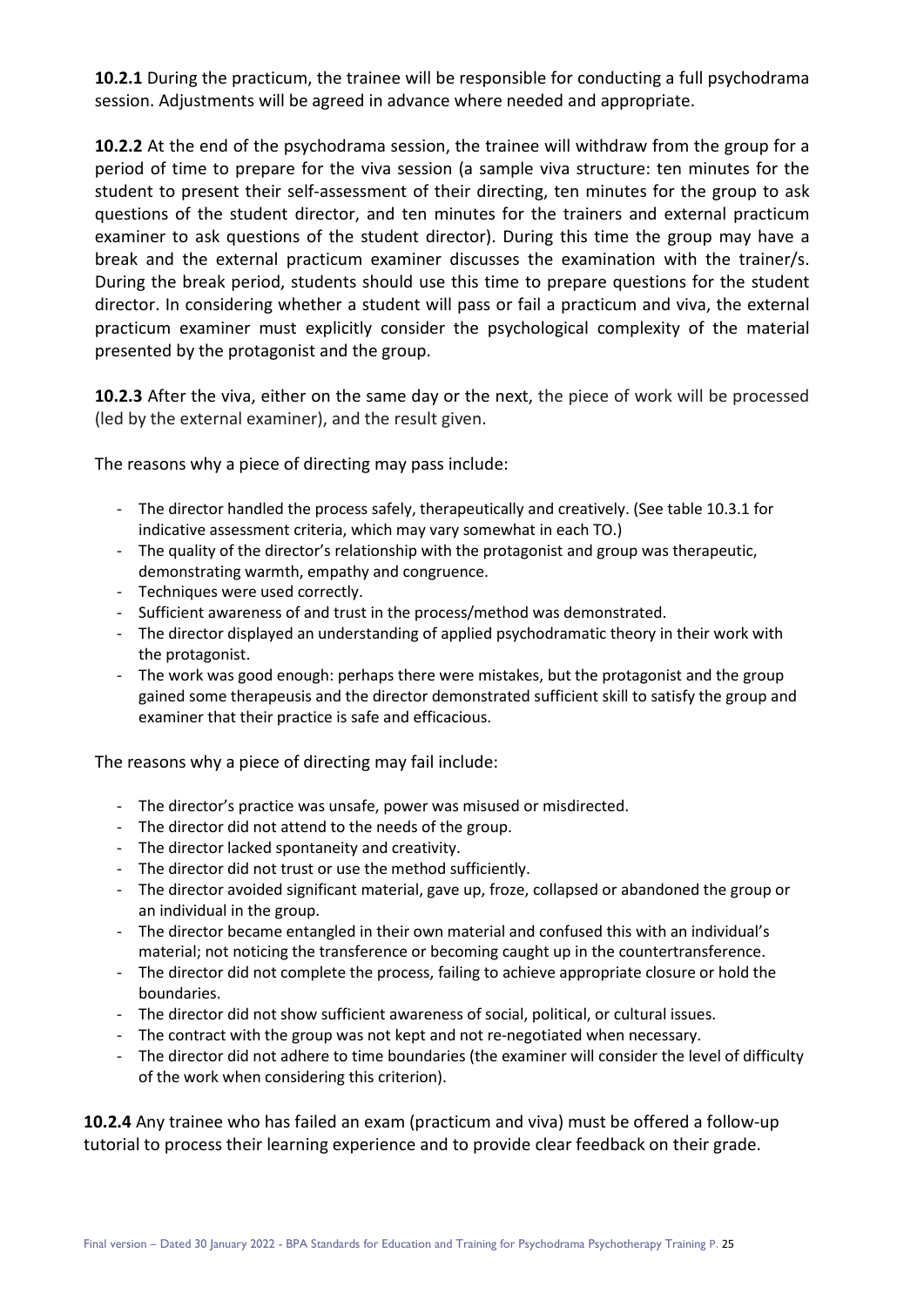**10.2.1** During the practicum, the trainee will be responsible for conducting a full psychodrama session. Adjustments will be agreed in advance where needed and appropriate.

**10.2.2** At the end of the psychodrama session, the trainee will withdraw from the group for a period of time to prepare for the viva session (a sample viva structure: ten minutes for the student to present their self-assessment of their directing, ten minutes for the group to ask questions of the student director, and ten minutes for the trainers and external practicum examiner to ask questions of the student director). During this time the group may have a break and the external practicum examiner discusses the examination with the trainer/s. During the break period, students should use this time to prepare questions for the student director. In considering whether a student will pass or fail a practicum and viva, the external practicum examiner must explicitly consider the psychological complexity of the material presented by the protagonist and the group.

**10.2.3** After the viva, either on the same day or the next, the piece of work will be processed (led by the external examiner), and the result given.

The reasons why a piece of directing may pass include:

- The director handled the process safely, therapeutically and creatively. (See table 10.3.1 for indicative assessment criteria, which may vary somewhat in each TO.)
- The quality of the director's relationship with the protagonist and group was therapeutic, demonstrating warmth, empathy and congruence.
- Techniques were used correctly.
- Sufficient awareness of and trust in the process/method was demonstrated.
- The director displayed an understanding of applied psychodramatic theory in their work with the protagonist.
- The work was good enough: perhaps there were mistakes, but the protagonist and the group gained some therapeusis and the director demonstrated sufficient skill to satisfy the group and examiner that their practice is safe and efficacious.

The reasons why a piece of directing may fail include:

- The director's practice was unsafe, power was misused or misdirected.
- The director did not attend to the needs of the group.
- The director lacked spontaneity and creativity.
- The director did not trust or use the method sufficiently.
- The director avoided significant material, gave up, froze, collapsed or abandoned the group or an individual in the group.
- The director became entangled in their own material and confused this with an individual's material; not noticing the transference or becoming caught up in the countertransference.
- The director did not complete the process, failing to achieve appropriate closure or hold the boundaries.
- The director did not show sufficient awareness of social, political, or cultural issues.
- The contract with the group was not kept and not re-negotiated when necessary.
- The director did not adhere to time boundaries (the examiner will consider the level of difficulty of the work when considering this criterion).

**10.2.4** Any trainee who has failed an exam (practicum and viva) must be offered a follow-up tutorial to process their learning experience and to provide clear feedback on their grade.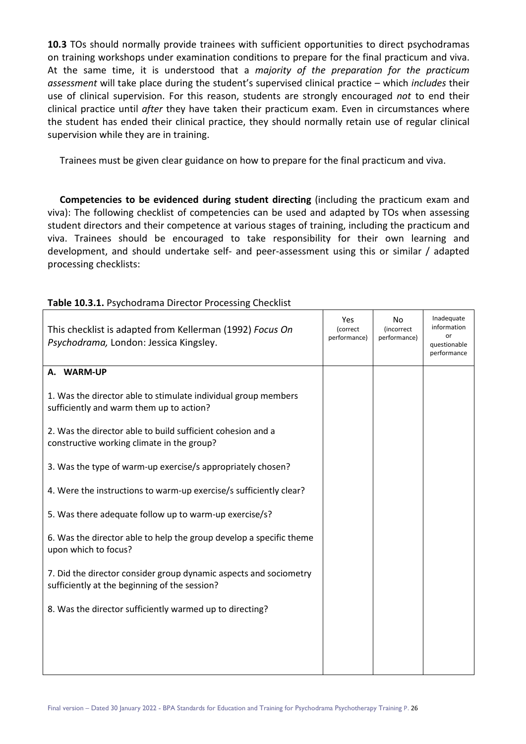**10.3** TOs should normally provide trainees with sufficient opportunities to direct psychodramas on training workshops under examination conditions to prepare for the final practicum and viva. At the same time, it is understood that a *majority of the preparation for the practicum assessment* will take place during the student's supervised clinical practice – which *includes* their use of clinical supervision. For this reason, students are strongly encouraged *not* to end their clinical practice until *after* they have taken their practicum exam. Even in circumstances where the student has ended their clinical practice, they should normally retain use of regular clinical supervision while they are in training.

Trainees must be given clear guidance on how to prepare for the final practicum and viva.

**Competencies to be evidenced during student directing** (including the practicum exam and viva): The following checklist of competencies can be used and adapted by TOs when assessing student directors and their competence at various stages of training, including the practicum and viva. Trainees should be encouraged to take responsibility for their own learning and development, and should undertake self- and peer-assessment using this or similar / adapted processing checklists:

**Table 10.3.1.** Psychodrama Director Processing Checklist

| This checklist is adapted from Kellerman (1992) *Focus On Psychodrama,* London: Jessica Kingsley. | Yes (correct performance) | No (incorrect performance) | Inadequate information or questionable performance |
|---|---|---|---|
| **A. WARM-UP** | | | |
| 1. Was the director able to stimulate individual group members sufficiently and warm them up to action? | | | |
| 2. Was the director able to build sufficient cohesion and a constructive working climate in the group? | | | |
| 3. Was the type of warm-up exercise/s appropriately chosen? | | | |
| 4. Were the instructions to warm-up exercise/s sufficiently clear? | | | |
| 5. Was there adequate follow up to warm-up exercise/s? | | | |
| 6. Was the director able to help the group develop a specific theme upon which to focus? | | | |
| 7. Did the director consider group dynamic aspects and sociometry sufficiently at the beginning of the session? | | | |
| 8. Was the director sufficiently warmed up to directing? | | | |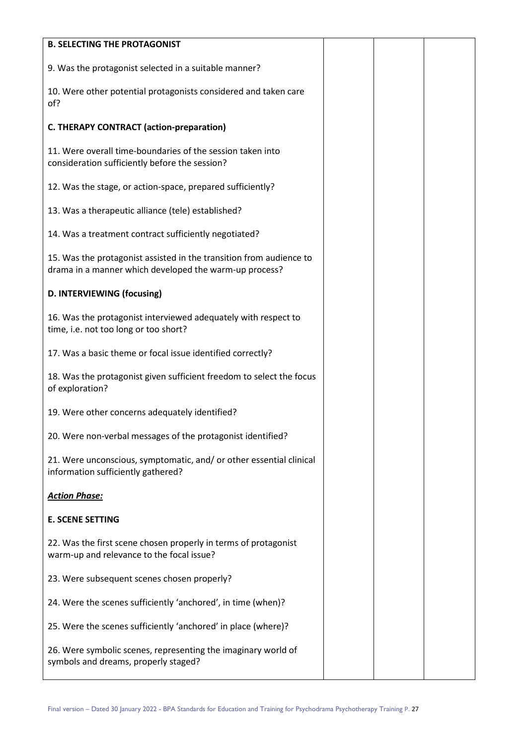| B. SELECTING THE PROTAGONIST | | | |
|---|---|---|---|
| 9. Was the protagonist selected in a suitable manner? | | | |
| 10. Were other potential protagonists considered and taken care of? | | | |
| **C. THERAPY CONTRACT (action-preparation)** | | | |
| 11. Were overall time-boundaries of the session taken into consideration sufficiently before the session? | | | |
| 12. Was the stage, or action-space, prepared sufficiently? | | | |
| 13. Was a therapeutic alliance (tele) established? | | | |
| 14. Was a treatment contract sufficiently negotiated? | | | |
| 15. Was the protagonist assisted in the transition from audience to drama in a manner which developed the warm-up process? | | | |
| **D. INTERVIEWING (focusing)** | | | |
| 16. Was the protagonist interviewed adequately with respect to time, i.e. not too long or too short? | | | |
| 17. Was a basic theme or focal issue identified correctly? | | | |
| 18. Was the protagonist given sufficient freedom to select the focus of exploration? | | | |
| 19. Were other concerns adequately identified? | | | |
| 20. Were non-verbal messages of the protagonist identified? | | | |
| 21. Were unconscious, symptomatic, and/ or other essential clinical information sufficiently gathered? | | | |
| ***Action Phase:*** | | | |
| **E. SCENE SETTING** | | | |
| 22. Was the first scene chosen properly in terms of protagonist warm-up and relevance to the focal issue? | | | |
| 23. Were subsequent scenes chosen properly? | | | |
| 24. Were the scenes sufficiently 'anchored', in time (when)? | | | |
| 25. Were the scenes sufficiently 'anchored' in place (where)? | | | |
| 26. Were symbolic scenes, representing the imaginary world of symbols and dreams, properly staged? | | | |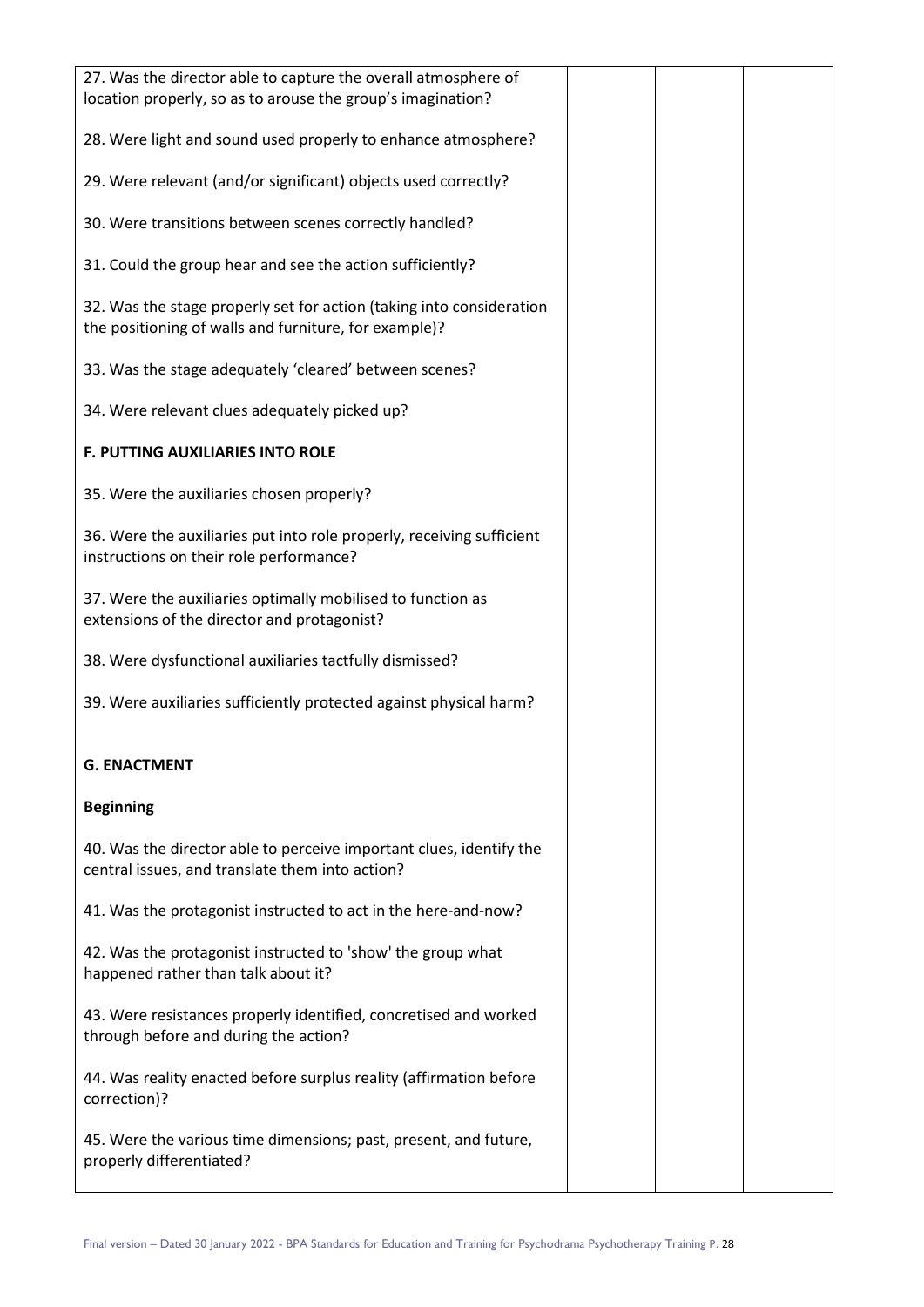| | | | |
|---|---|---|---|
| 27. Was the director able to capture the overall atmosphere of location properly, so as to arouse the group's imagination? | | | |
| 28. Were light and sound used properly to enhance atmosphere? | | | |
| 29. Were relevant (and/or significant) objects used correctly? | | | |
| 30. Were transitions between scenes correctly handled? | | | |
| 31. Could the group hear and see the action sufficiently? | | | |
| 32. Was the stage properly set for action (taking into consideration the positioning of walls and furniture, for example)? | | | |
| 33. Was the stage adequately 'cleared' between scenes? | | | |
| 34. Were relevant clues adequately picked up? | | | |
| **F. PUTTING AUXILIARIES INTO ROLE** | | | |
| 35. Were the auxiliaries chosen properly? | | | |
| 36. Were the auxiliaries put into role properly, receiving sufficient instructions on their role performance? | | | |
| 37. Were the auxiliaries optimally mobilised to function as extensions of the director and protagonist? | | | |
| 38. Were dysfunctional auxiliaries tactfully dismissed? | | | |
| 39. Were auxiliaries sufficiently protected against physical harm? | | | |
| **G. ENACTMENT** | | | |
| **Beginning** | | | |
| 40. Was the director able to perceive important clues, identify the central issues, and translate them into action? | | | |
| 41. Was the protagonist instructed to act in the here-and-now? | | | |
| 42. Was the protagonist instructed to 'show' the group what happened rather than talk about it? | | | |
| 43. Were resistances properly identified, concretised and worked through before and during the action? | | | |
| 44. Was reality enacted before surplus reality (affirmation before correction)? | | | |
| 45. Were the various time dimensions; past, present, and future, properly differentiated? | | | |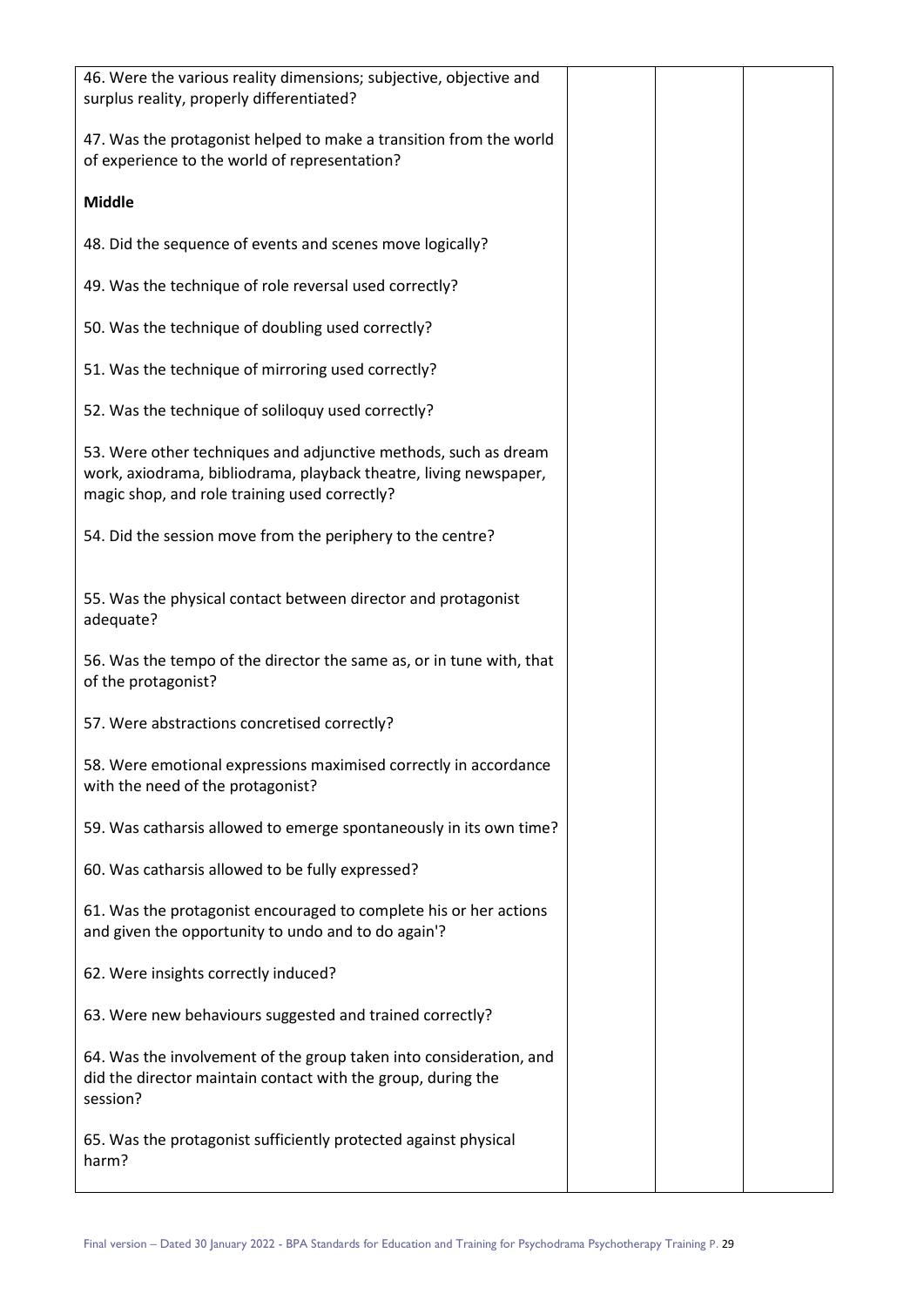| | | | |
|---|---|---|---|
| 46. Were the various reality dimensions; subjective, objective and surplus reality, properly differentiated? | | | |
| 47. Was the protagonist helped to make a transition from the world of experience to the world of representation? | | | |
| **Middle** | | | |
| 48. Did the sequence of events and scenes move logically? | | | |
| 49. Was the technique of role reversal used correctly? | | | |
| 50. Was the technique of doubling used correctly? | | | |
| 51. Was the technique of mirroring used correctly? | | | |
| 52. Was the technique of soliloquy used correctly? | | | |
| 53. Were other techniques and adjunctive methods, such as dream work, axiodrama, bibliodrama, playback theatre, living newspaper, magic shop, and role training used correctly? | | | |
| 54. Did the session move from the periphery to the centre? | | | |
| 55. Was the physical contact between director and protagonist adequate? | | | |
| 56. Was the tempo of the director the same as, or in tune with, that of the protagonist? | | | |
| 57. Were abstractions concretised correctly? | | | |
| 58. Were emotional expressions maximised correctly in accordance with the need of the protagonist? | | | |
| 59. Was catharsis allowed to emerge spontaneously in its own time? | | | |
| 60. Was catharsis allowed to be fully expressed? | | | |
| 61. Was the protagonist encouraged to complete his or her actions and given the opportunity to undo and to do again'? | | | |
| 62. Were insights correctly induced? | | | |
| 63. Were new behaviours suggested and trained correctly? | | | |
| 64. Was the involvement of the group taken into consideration, and did the director maintain contact with the group, during the session? | | | |
| 65. Was the protagonist sufficiently protected against physical harm? | | | |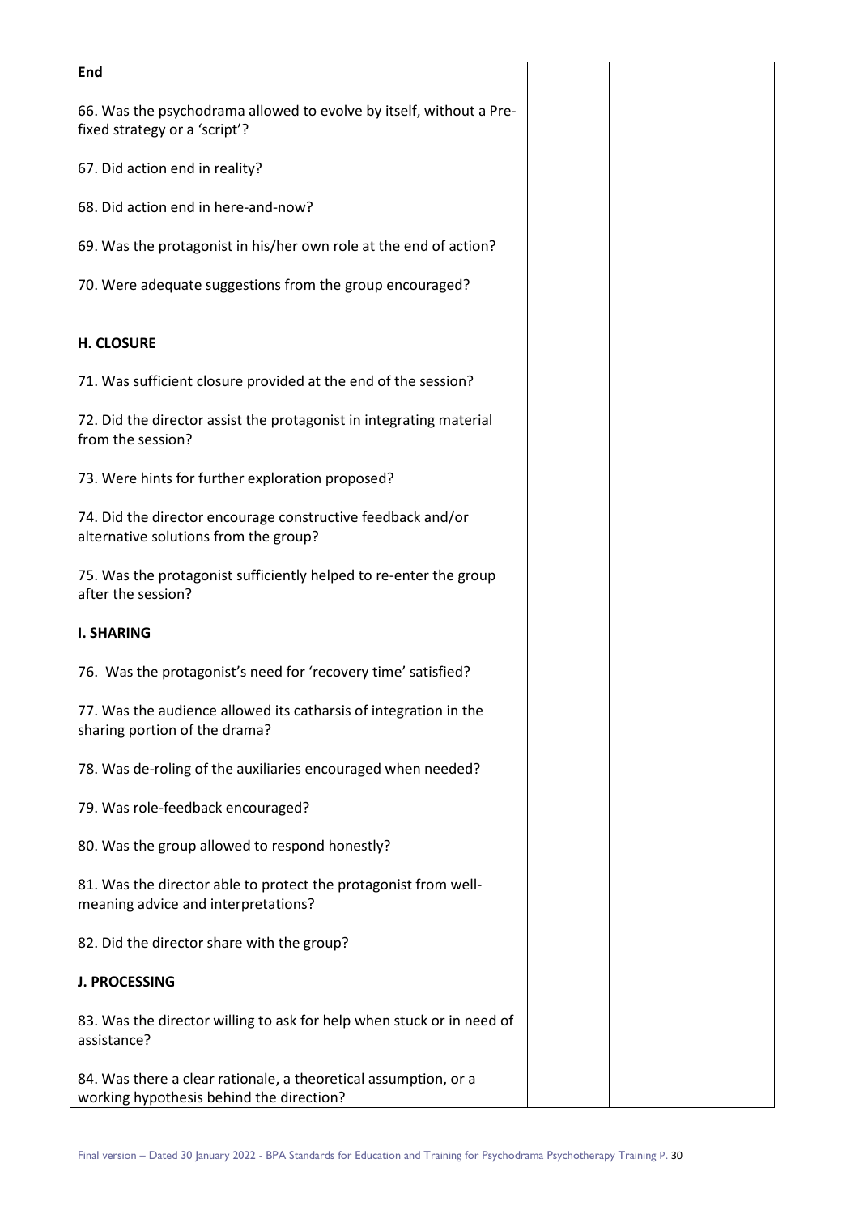| End | | | |
|---|---|---|---|
| 66. Was the psychodrama allowed to evolve by itself, without a Pre-fixed strategy or a 'script'? | | | |
| 67. Did action end in reality? | | | |
| 68. Did action end in here-and-now? | | | |
| 69. Was the protagonist in his/her own role at the end of action? | | | |
| 70. Were adequate suggestions from the group encouraged? | | | |
| **H. CLOSURE** | | | |
| 71. Was sufficient closure provided at the end of the session? | | | |
| 72. Did the director assist the protagonist in integrating material from the session? | | | |
| 73. Were hints for further exploration proposed? | | | |
| 74. Did the director encourage constructive feedback and/or alternative solutions from the group? | | | |
| 75. Was the protagonist sufficiently helped to re-enter the group after the session? | | | |
| **I. SHARING** | | | |
| 76. Was the protagonist's need for 'recovery time' satisfied? | | | |
| 77. Was the audience allowed its catharsis of integration in the sharing portion of the drama? | | | |
| 78. Was de-roling of the auxiliaries encouraged when needed? | | | |
| 79. Was role-feedback encouraged? | | | |
| 80. Was the group allowed to respond honestly? | | | |
| 81. Was the director able to protect the protagonist from well-meaning advice and interpretations? | | | |
| 82. Did the director share with the group? | | | |
| **J. PROCESSING** | | | |
| 83. Was the director willing to ask for help when stuck or in need of assistance? | | | |
| 84. Was there a clear rationale, a theoretical assumption, or a working hypothesis behind the direction? | | | |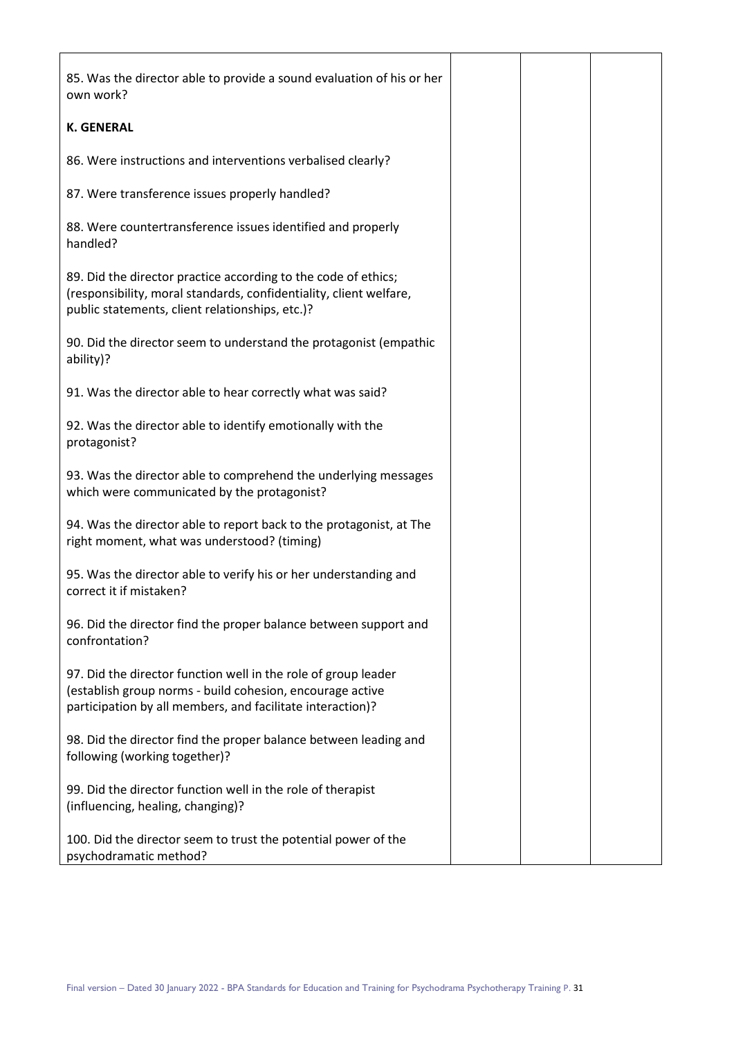| | | | |
|---|---|---|---|
| 85. Was the director able to provide a sound evaluation of his or her own work? | | | |
| **K. GENERAL** | | | |
| 86. Were instructions and interventions verbalised clearly? | | | |
| 87. Were transference issues properly handled? | | | |
| 88. Were countertransference issues identified and properly handled? | | | |
| 89. Did the director practice according to the code of ethics; (responsibility, moral standards, confidentiality, client welfare, public statements, client relationships, etc.)? | | | |
| 90. Did the director seem to understand the protagonist (empathic ability)? | | | |
| 91. Was the director able to hear correctly what was said? | | | |
| 92. Was the director able to identify emotionally with the protagonist? | | | |
| 93. Was the director able to comprehend the underlying messages which were communicated by the protagonist? | | | |
| 94. Was the director able to report back to the protagonist, at The right moment, what was understood? (timing) | | | |
| 95. Was the director able to verify his or her understanding and correct it if mistaken? | | | |
| 96. Did the director find the proper balance between support and confrontation? | | | |
| 97. Did the director function well in the role of group leader (establish group norms - build cohesion, encourage active participation by all members, and facilitate interaction)? | | | |
| 98. Did the director find the proper balance between leading and following (working together)? | | | |
| 99. Did the director function well in the role of therapist (influencing, healing, changing)? | | | |
| 100. Did the director seem to trust the potential power of the psychodramatic method? | | | |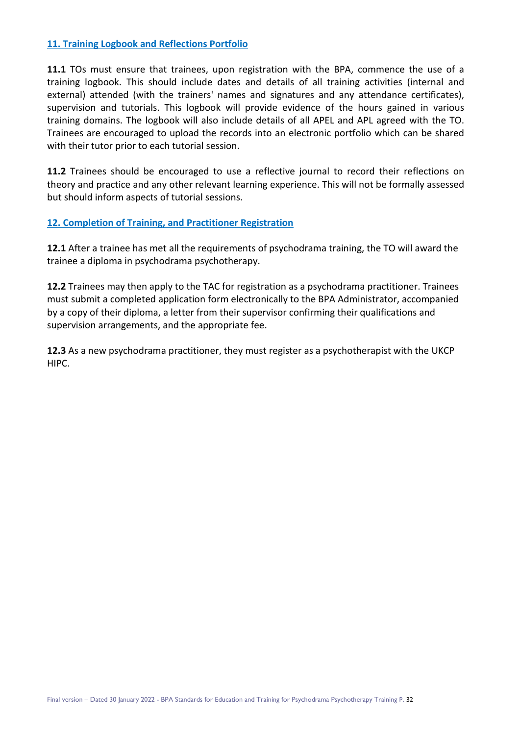## 11. Training Logbook and Reflections Portfolio

**11.1** TOs must ensure that trainees, upon registration with the BPA, commence the use of a training logbook. This should include dates and details of all training activities (internal and external) attended (with the trainers' names and signatures and any attendance certificates), supervision and tutorials. This logbook will provide evidence of the hours gained in various training domains. The logbook will also include details of all APEL and APL agreed with the TO. Trainees are encouraged to upload the records into an electronic portfolio which can be shared with their tutor prior to each tutorial session.

**11.2** Trainees should be encouraged to use a reflective journal to record their reflections on theory and practice and any other relevant learning experience. This will not be formally assessed but should inform aspects of tutorial sessions.

## 12. Completion of Training, and Practitioner Registration

**12.1** After a trainee has met all the requirements of psychodrama training, the TO will award the trainee a diploma in psychodrama psychotherapy.

**12.2** Trainees may then apply to the TAC for registration as a psychodrama practitioner. Trainees must submit a completed application form electronically to the BPA Administrator, accompanied by a copy of their diploma, a letter from their supervisor confirming their qualifications and supervision arrangements, and the appropriate fee.

**12.3** As a new psychodrama practitioner, they must register as a psychotherapist with the UKCP HIPC.